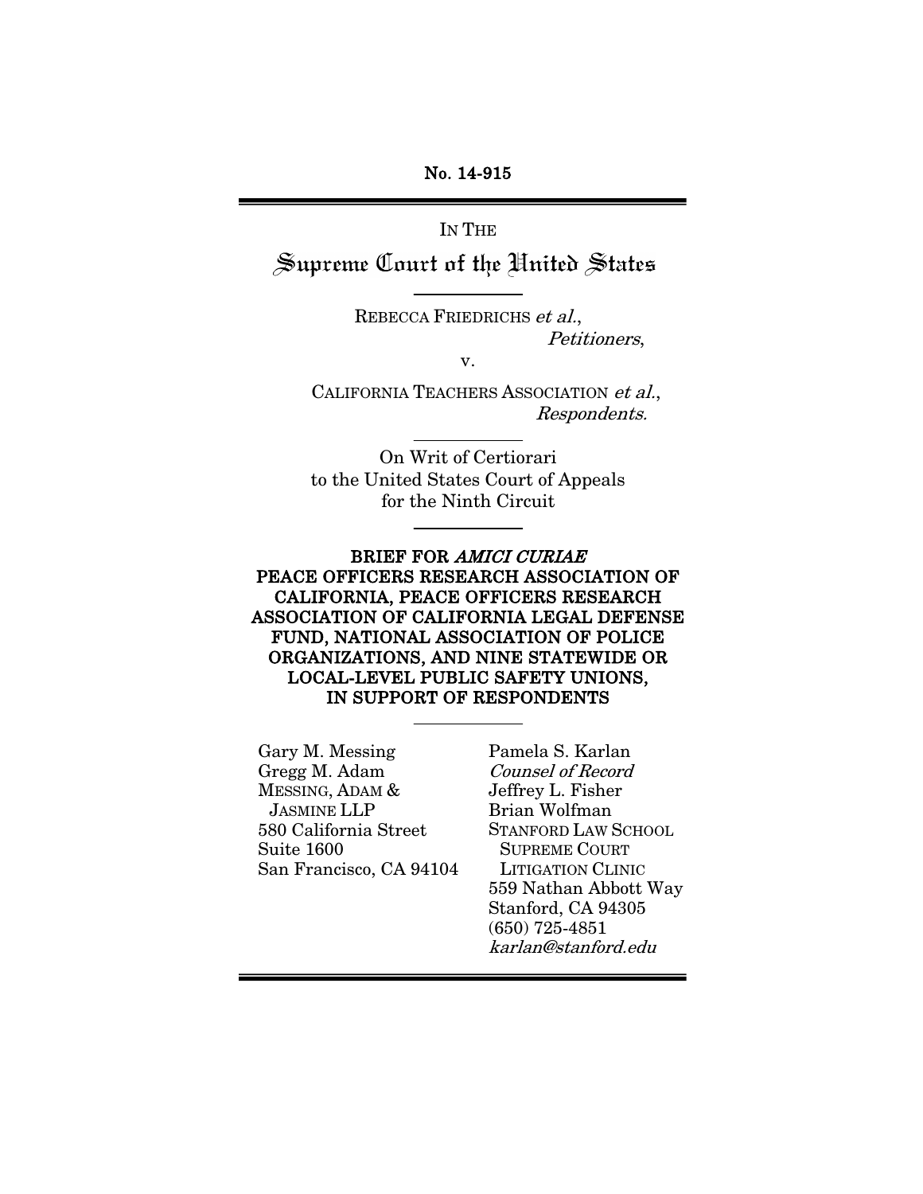No. 14-915

IN THE

# Supreme Court of the United States

REBECCA FRIEDRICHS *et al.*,
*Petitioners*,

v.

CALIFORNIA TEACHERS ASSOCIATION *et al.*,
*Respondents.*

On Writ of Certiorari
to the United States Court of Appeals
for the Ninth Circuit

**BRIEF FOR *AMICI CURIAE* PEACE OFFICERS RESEARCH ASSOCIATION OF CALIFORNIA, PEACE OFFICERS RESEARCH ASSOCIATION OF CALIFORNIA LEGAL DEFENSE FUND, NATIONAL ASSOCIATION OF POLICE ORGANIZATIONS, AND NINE STATEWIDE OR LOCAL-LEVEL PUBLIC SAFETY UNIONS, IN SUPPORT OF RESPONDENTS**

Gary M. Messing
Gregg M. Adam
MESSING, ADAM &
JASMINE LLP
580 California Street
Suite 1600
San Francisco, CA 94104

Pamela S. Karlan
*Counsel of Record*
Jeffrey L. Fisher
Brian Wolfman
STANFORD LAW SCHOOL
SUPREME COURT
LITIGATION CLINIC
559 Nathan Abbott Way
Stanford, CA 94305
(650) 725-4851
*karlan@stanford.edu*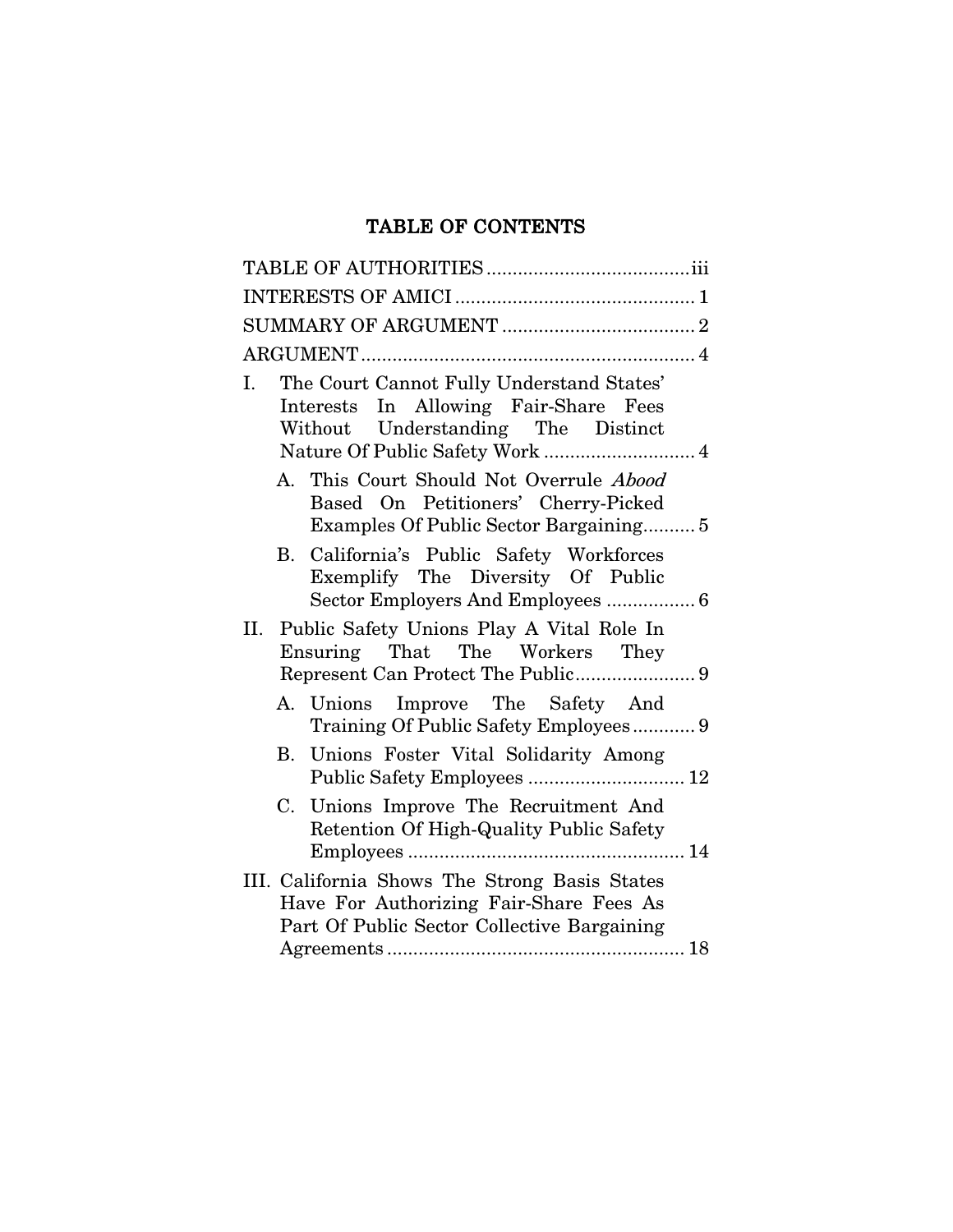# TABLE OF CONTENTS

TABLE OF AUTHORITIES ....................................... iii

INTERESTS OF AMICI ............................................. 1

SUMMARY OF ARGUMENT ..................................... 2

ARGUMENT ................................................................ 4

I. The Court Cannot Fully Understand States' Interests In Allowing Fair-Share Fees Without Understanding The Distinct Nature Of Public Safety Work ............................. 4

   A. This Court Should Not Overrule *Abood* Based On Petitioners' Cherry-Picked Examples Of Public Sector Bargaining.......... 5

   B. California's Public Safety Workforces Exemplify The Diversity Of Public Sector Employers And Employees ................. 6

II. Public Safety Unions Play A Vital Role In Ensuring That The Workers They Represent Can Protect The Public....................... 9

   A. Unions Improve The Safety And Training Of Public Safety Employees............ 9

   B. Unions Foster Vital Solidarity Among Public Safety Employees .............................. 12

   C. Unions Improve The Recruitment And Retention Of High-Quality Public Safety Employees ..................................................... 14

III. California Shows The Strong Basis States Have For Authorizing Fair-Share Fees As Part Of Public Sector Collective Bargaining Agreements ......................................................... 18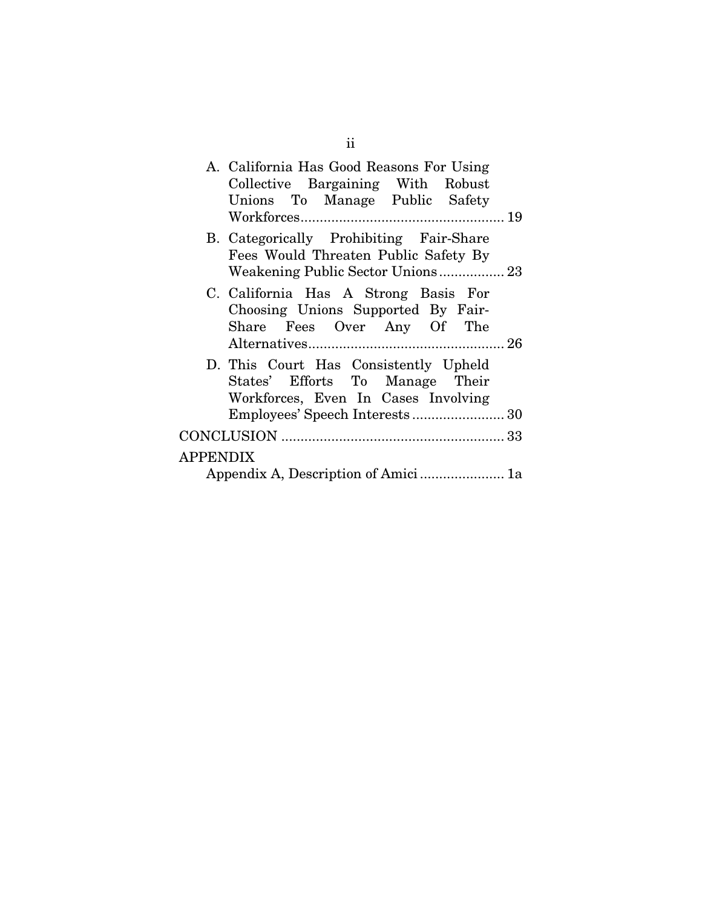A. California Has Good Reasons For Using Collective Bargaining With Robust Unions To Manage Public Safety Workforces ..... 19

B. Categorically Prohibiting Fair-Share Fees Would Threaten Public Safety By Weakening Public Sector Unions ..... 23

C. California Has A Strong Basis For Choosing Unions Supported By Fair-Share Fees Over Any Of The Alternatives ..... 26

D. This Court Has Consistently Upheld States' Efforts To Manage Their Workforces, Even In Cases Involving Employees' Speech Interests ..... 30

CONCLUSION ..... 33

APPENDIX

Appendix A, Description of Amici ..... 1a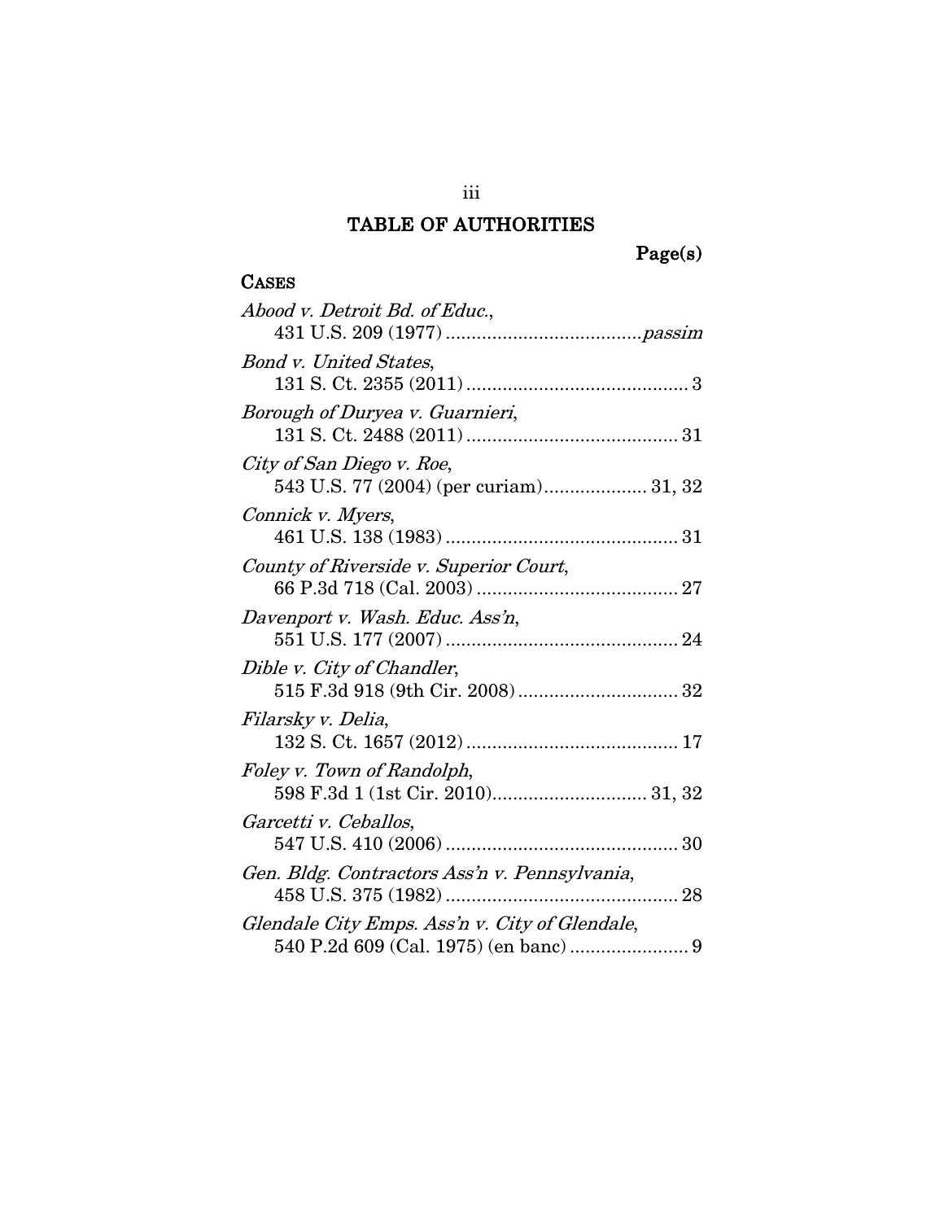# TABLE OF AUTHORITIES

Page(s)

## CASES

*Abood v. Detroit Bd. of Educ.*, 431 U.S. 209 (1977) ....................................... *passim*

*Bond v. United States*, 131 S. Ct. 2355 (2011) ........................................... 3

*Borough of Duryea v. Guarnieri*, 131 S. Ct. 2488 (2011) ......................................... 31

*City of San Diego v. Roe*, 543 U.S. 77 (2004) (per curiam).................... 31, 32

*Connick v. Myers*, 461 U.S. 138 (1983) ............................................. 31

*County of Riverside v. Superior Court*, 66 P.3d 718 (Cal. 2003) ....................................... 27

*Davenport v. Wash. Educ. Ass'n*, 551 U.S. 177 (2007) ............................................. 24

*Dible v. City of Chandler*, 515 F.3d 918 (9th Cir. 2008) ............................... 32

*Filarsky v. Delia*, 132 S. Ct. 1657 (2012) ......................................... 17

*Foley v. Town of Randolph*, 598 F.3d 1 (1st Cir. 2010).............................. 31, 32

*Garcetti v. Ceballos*, 547 U.S. 410 (2006) ............................................. 30

*Gen. Bldg. Contractors Ass'n v. Pennsylvania*, 458 U.S. 375 (1982) ............................................. 28

*Glendale City Emps. Ass'n v. City of Glendale*, 540 P.2d 609 (Cal. 1975) (en banc) ....................... 9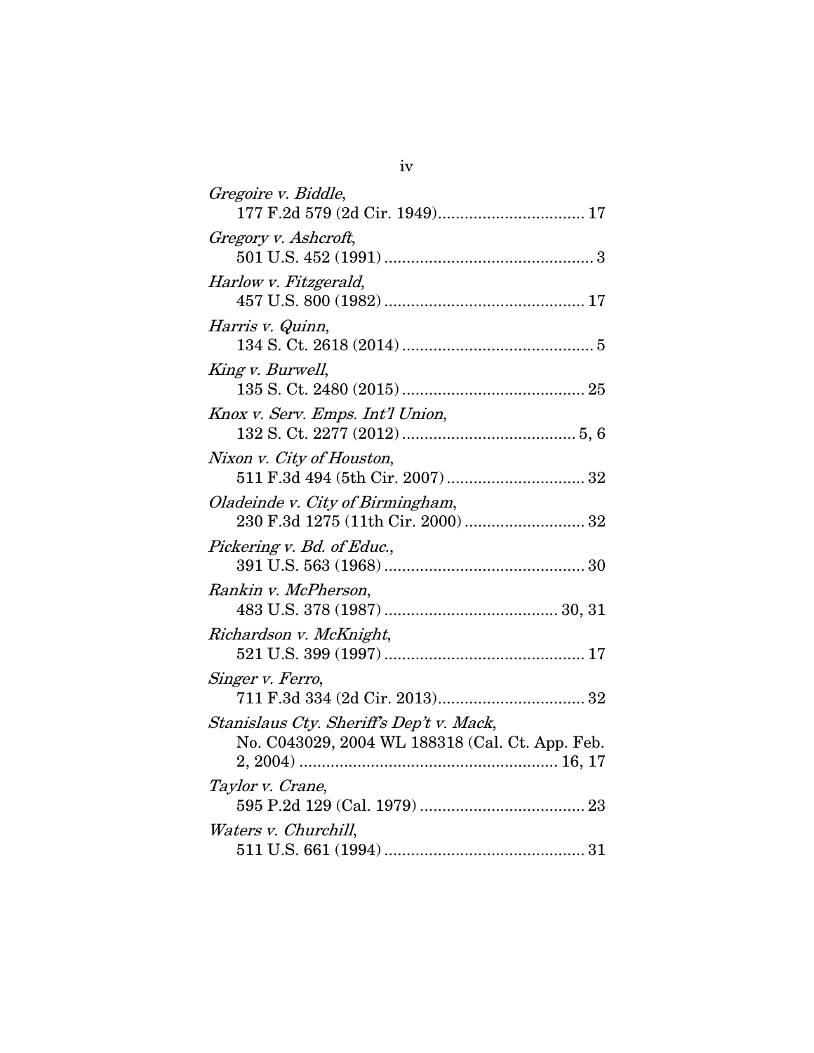*Gregoire v. Biddle*,
177 F.2d 579 (2d Cir. 1949)................................. 17

*Gregory v. Ashcroft*,
501 U.S. 452 (1991) ............................................... 3

*Harlow v. Fitzgerald*,
457 U.S. 800 (1982) ............................................. 17

*Harris v. Quinn*,
134 S. Ct. 2618 (2014) ........................................... 5

*King v. Burwell*,
135 S. Ct. 2480 (2015) ......................................... 25

*Knox v. Serv. Emps. Int'l Union*,
132 S. Ct. 2277 (2012) ....................................... 5, 6

*Nixon v. City of Houston*,
511 F.3d 494 (5th Cir. 2007) ............................... 32

*Oladeinde v. City of Birmingham*,
230 F.3d 1275 (11th Cir. 2000) ........................... 32

*Pickering v. Bd. of Educ.*,
391 U.S. 563 (1968) ............................................. 30

*Rankin v. McPherson*,
483 U.S. 378 (1987) ....................................... 30, 31

*Richardson v. McKnight*,
521 U.S. 399 (1997) ............................................. 17

*Singer v. Ferro*,
711 F.3d 334 (2d Cir. 2013)................................. 32

*Stanislaus Cty. Sheriff's Dep't v. Mack*,
No. C043029, 2004 WL 188318 (Cal. Ct. App. Feb. 2, 2004) .......................................................... 16, 17

*Taylor v. Crane*,
595 P.2d 129 (Cal. 1979) ..................................... 23

*Waters v. Churchill*,
511 U.S. 661 (1994) ............................................. 31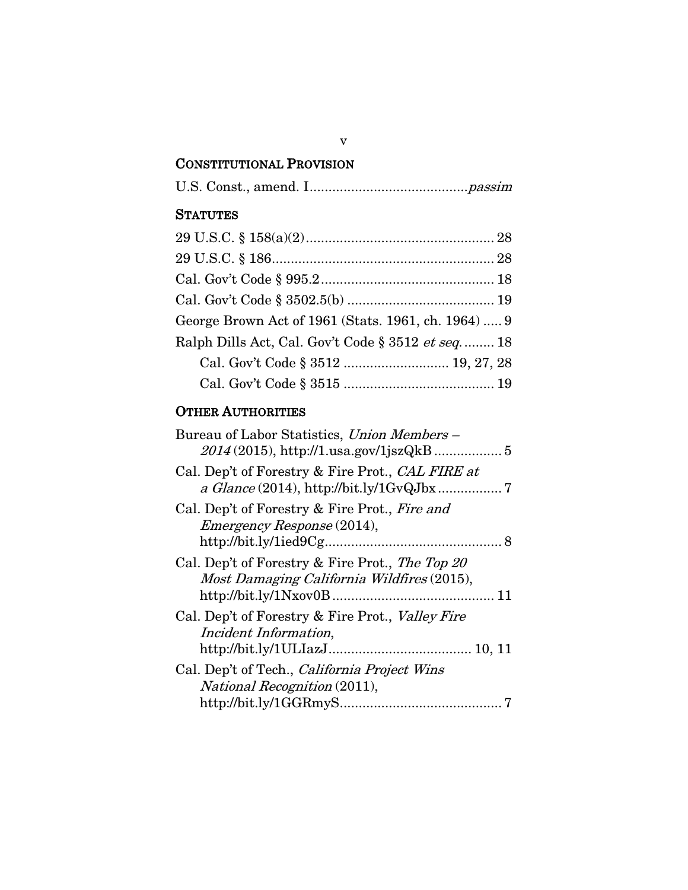## CONSTITUTIONAL PROVISION

U.S. Const., amend. I.........................................*passim*

## STATUTES

29 U.S.C. § 158(a)(2).................................................. 28

29 U.S.C. § 186........................................................... 28

Cal. Gov't Code § 995.2.............................................. 18

Cal. Gov't Code § 3502.5(b) ....................................... 19

George Brown Act of 1961 (Stats. 1961, ch. 1964) ..... 9

Ralph Dills Act, Cal. Gov't Code § 3512 *et seq.*......... 18

Cal. Gov't Code § 3512 ............................ 19, 27, 28

Cal. Gov't Code § 3515 ........................................ 19

## OTHER AUTHORITIES

Bureau of Labor Statistics, *Union Members – 2014* (2015), http://1.usa.gov/1jszQkB ................. 5

Cal. Dep't of Forestry & Fire Prot., *CAL FIRE at a Glance* (2014), http://bit.ly/1GvQJbx ................ 7

Cal. Dep't of Forestry & Fire Prot., *Fire and Emergency Response* (2014), http://bit.ly/1ied9Cg............................................... 8

Cal. Dep't of Forestry & Fire Prot., *The Top 20 Most Damaging California Wildfires* (2015), http://bit.ly/1Nxov0B........................................... 11

Cal. Dep't of Forestry & Fire Prot., *Valley Fire Incident Information*, http://bit.ly/1ULIazJ...................................... 10, 11

Cal. Dep't of Tech., *California Project Wins National Recognition* (2011), http://bit.ly/1GGRmyS........................................... 7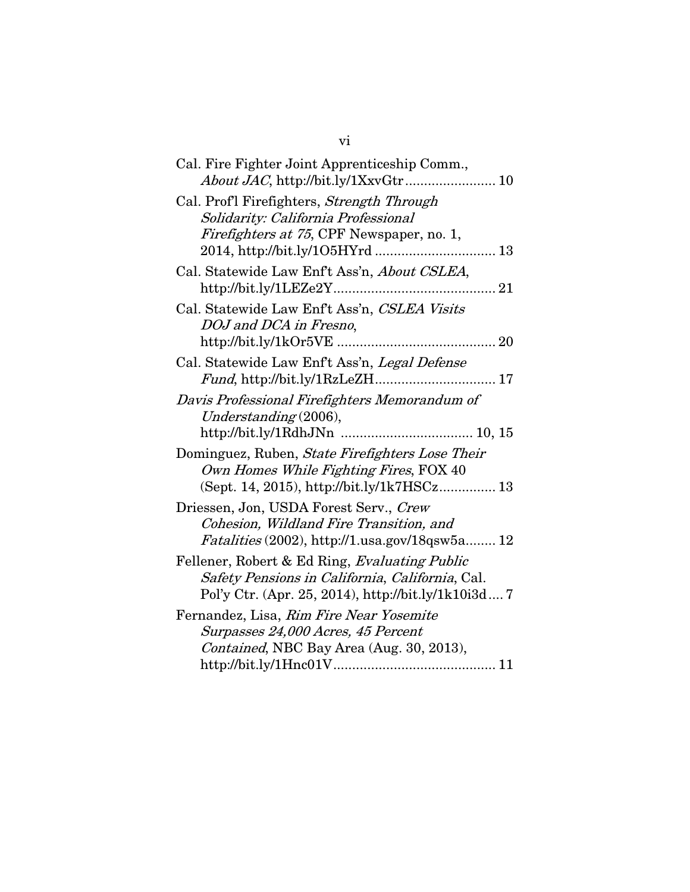Cal. Fire Fighter Joint Apprenticeship Comm., *About JAC*, http://bit.ly/1XxvGtr........................ 10

Cal. Prof'l Firefighters, *Strength Through Solidarity: California Professional Firefighters at 75*, CPF Newspaper, no. 1, 2014, http://bit.ly/1O5HYrd ................................ 13

Cal. Statewide Law Enf't Ass'n, *About CSLEA*, http://bit.ly/1LEZe2Y........................................... 21

Cal. Statewide Law Enf't Ass'n, *CSLEA Visits DOJ and DCA in Fresno*, http://bit.ly/1kOr5VE .......................................... 20

Cal. Statewide Law Enf't Ass'n, *Legal Defense Fund*, http://bit.ly/1RzLeZH................................ 17

*Davis Professional Firefighters Memorandum of Understanding* (2006), http://bit.ly/1RdhJNn .................................. 10, 15

Dominguez, Ruben, *State Firefighters Lose Their Own Homes While Fighting Fires*, FOX 40 (Sept. 14, 2015), http://bit.ly/1k7HSCz............... 13

Driessen, Jon, USDA Forest Serv., *Crew Cohesion, Wildland Fire Transition, and Fatalities* (2002), http://1.usa.gov/18qsw5a........ 12

Fellener, Robert & Ed Ring, *Evaluating Public Safety Pensions in California*, *California*, Cal. Pol'y Ctr. (Apr. 25, 2014), http://bit.ly/1k10i3d.... 7

Fernandez, Lisa, *Rim Fire Near Yosemite Surpasses 24,000 Acres, 45 Percent Contained*, NBC Bay Area (Aug. 30, 2013), http://bit.ly/1Hnc01V........................................... 11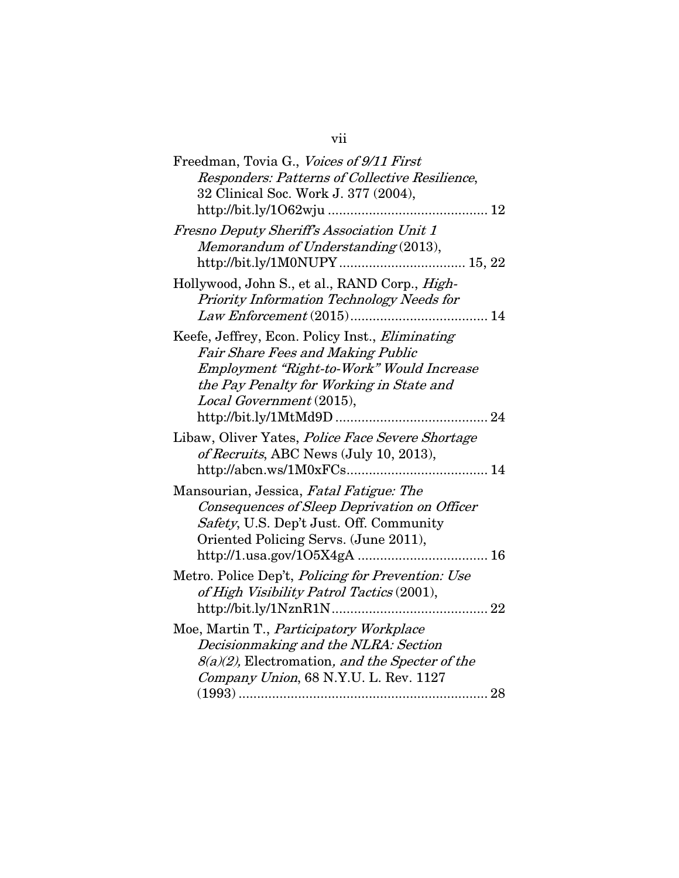Freedman, Tovia G., *Voices of 9/11 First Responders: Patterns of Collective Resilience*, 32 Clinical Soc. Work J. 377 (2004), http://bit.ly/1O62wju ........................................... 12

*Fresno Deputy Sheriff's Association Unit 1 Memorandum of Understanding* (2013), http://bit.ly/1M0NUPY .................................. 15, 22

Hollywood, John S., et al., RAND Corp., *High-Priority Information Technology Needs for Law Enforcement* (2015)..................................... 14

Keefe, Jeffrey, Econ. Policy Inst., *Eliminating Fair Share Fees and Making Public Employment "Right-to-Work" Would Increase the Pay Penalty for Working in State and Local Government* (2015), http://bit.ly/1MtMd9D ......................................... 24

Libaw, Oliver Yates, *Police Face Severe Shortage of Recruits*, ABC News (July 10, 2013), http://abcn.ws/1M0xFCs...................................... 14

Mansourian, Jessica, *Fatal Fatigue: The Consequences of Sleep Deprivation on Officer Safety*, U.S. Dep't Just. Off. Community Oriented Policing Servs. (June 2011), http://1.usa.gov/1O5X4gA ................................... 16

Metro. Police Dep't, *Policing for Prevention: Use of High Visibility Patrol Tactics* (2001), http://bit.ly/1NznR1N.......................................... 22

Moe, Martin T., *Participatory Workplace Decisionmaking and the NLRA: Section 8(a)(2),* Electromation*, and the Specter of the Company Union*, 68 N.Y.U. L. Rev. 1127 (1993) .................................................................... 28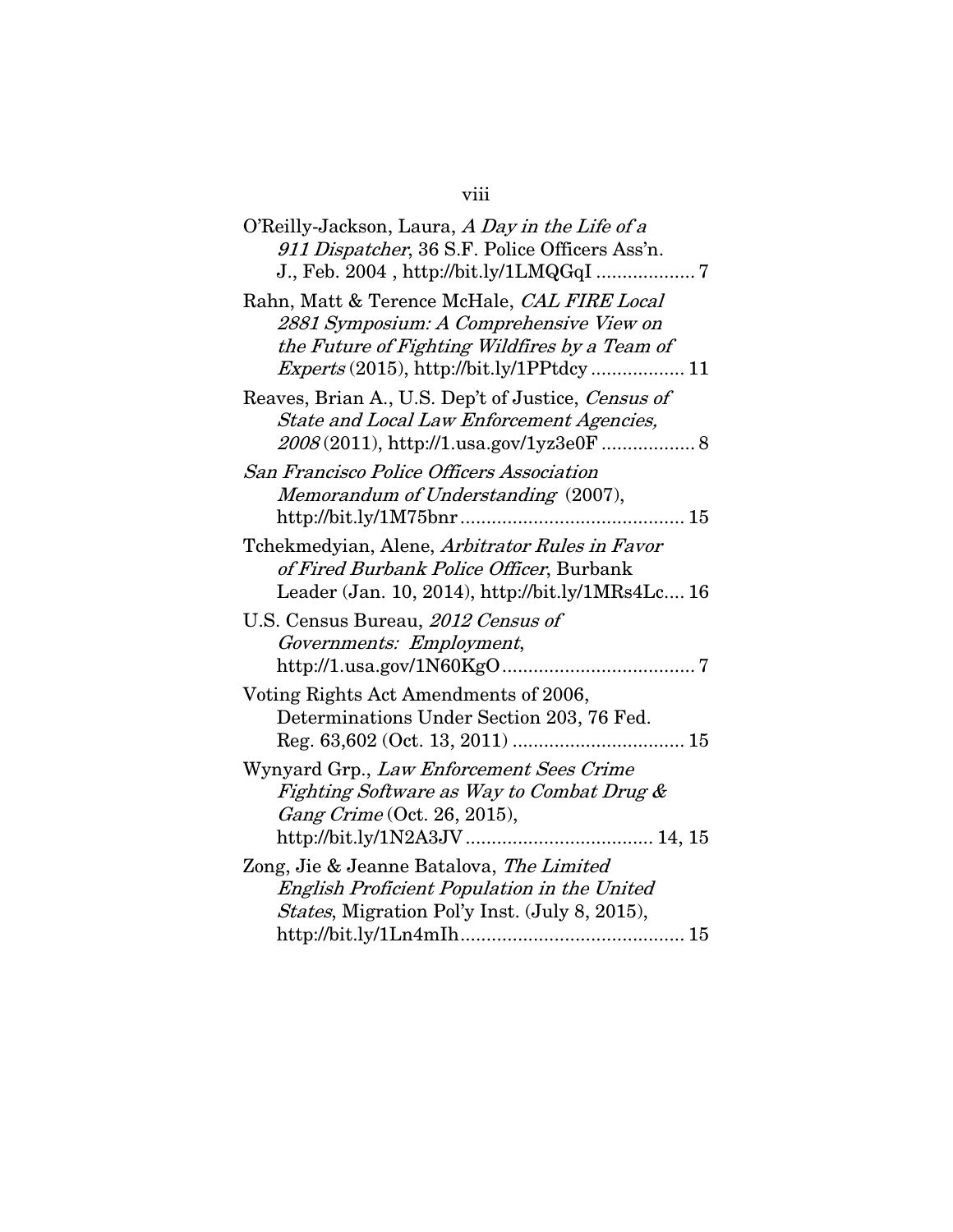O'Reilly-Jackson, Laura, *A Day in the Life of a 911 Dispatcher*, 36 S.F. Police Officers Ass'n. J., Feb. 2004 , http://bit.ly/1LMQGqI .................. 7

Rahn, Matt & Terence McHale, *CAL FIRE Local 2881 Symposium: A Comprehensive View on the Future of Fighting Wildfires by a Team of Experts* (2015), http://bit.ly/1PPtdcy ................. 11

Reaves, Brian A., U.S. Dep't of Justice, *Census of State and Local Law Enforcement Agencies, 2008* (2011), http://1.usa.gov/1yz3e0F ................. 8

*San Francisco Police Officers Association Memorandum of Understanding* (2007), http://bit.ly/1M75bnr .......................................... 15

Tchekmedyian, Alene, *Arbitrator Rules in Favor of Fired Burbank Police Officer*, Burbank Leader (Jan. 10, 2014), http://bit.ly/1MRs4Lc.... 16

U.S. Census Bureau, *2012 Census of Governments: Employment*, http://1.usa.gov/1N60KgO .................................... 7

Voting Rights Act Amendments of 2006, Determinations Under Section 203, 76 Fed. Reg. 63,602 (Oct. 13, 2011) ................................ 15

Wynyard Grp., *Law Enforcement Sees Crime Fighting Software as Way to Combat Drug & Gang Crime* (Oct. 26, 2015), http://bit.ly/1N2A3JV ................................... 14, 15

Zong, Jie & Jeanne Batalova, *The Limited English Proficient Population in the United States*, Migration Pol'y Inst. (July 8, 2015), http://bit.ly/1Ln4mIh.......................................... 15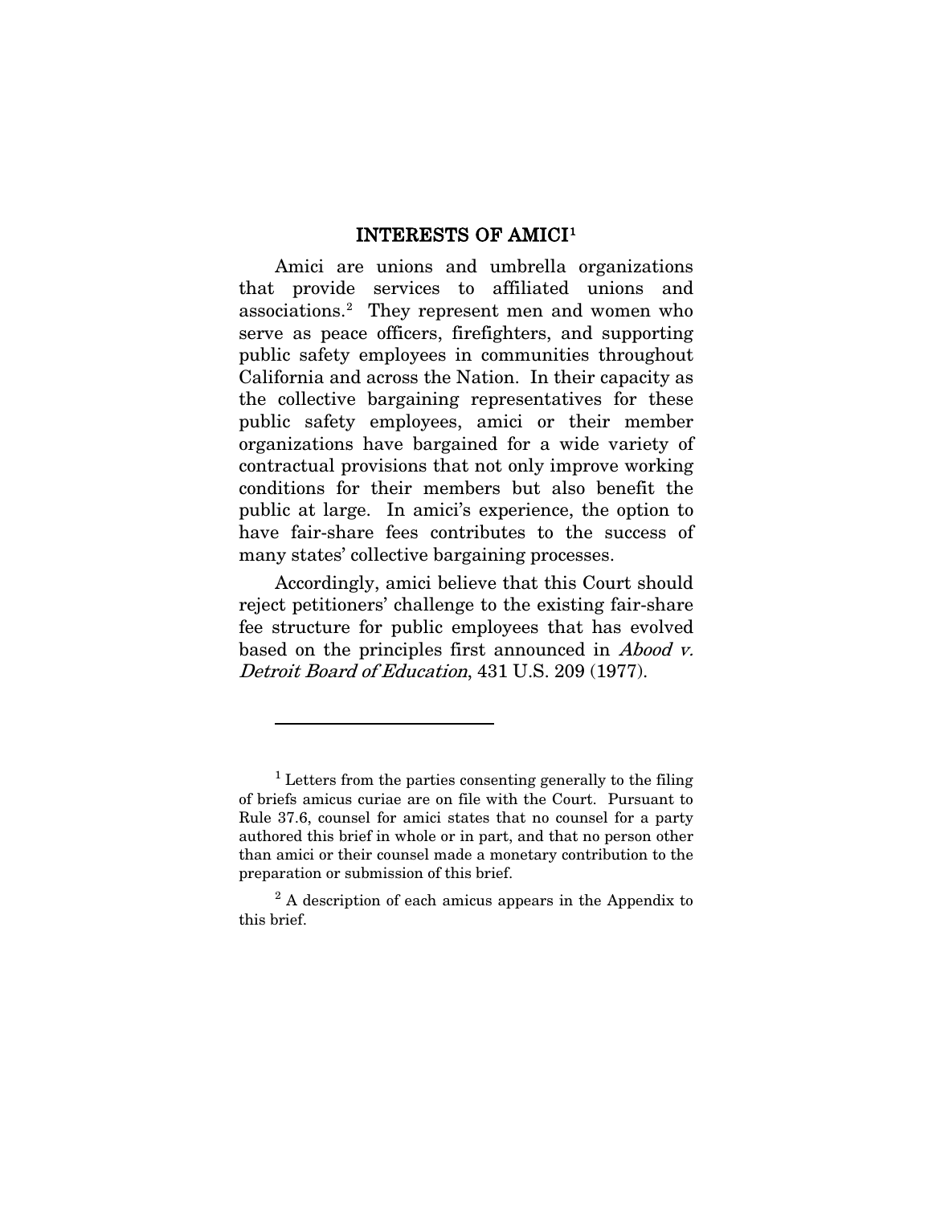## INTERESTS OF AMICI[1]

Amici are unions and umbrella organizations that provide services to affiliated unions and associations.[2] They represent men and women who serve as peace officers, firefighters, and supporting public safety employees in communities throughout California and across the Nation. In their capacity as the collective bargaining representatives for these public safety employees, amici or their member organizations have bargained for a wide variety of contractual provisions that not only improve working conditions for their members but also benefit the public at large. In amici's experience, the option to have fair-share fees contributes to the success of many states' collective bargaining processes.

Accordingly, amici believe that this Court should reject petitioners' challenge to the existing fair-share fee structure for public employees that has evolved based on the principles first announced in *Abood v. Detroit Board of Education*, 431 U.S. 209 (1977).

---

[1] Letters from the parties consenting generally to the filing of briefs amicus curiae are on file with the Court. Pursuant to Rule 37.6, counsel for amici states that no counsel for a party authored this brief in whole or in part, and that no person other than amici or their counsel made a monetary contribution to the preparation or submission of this brief.

[2] A description of each amicus appears in the Appendix to this brief.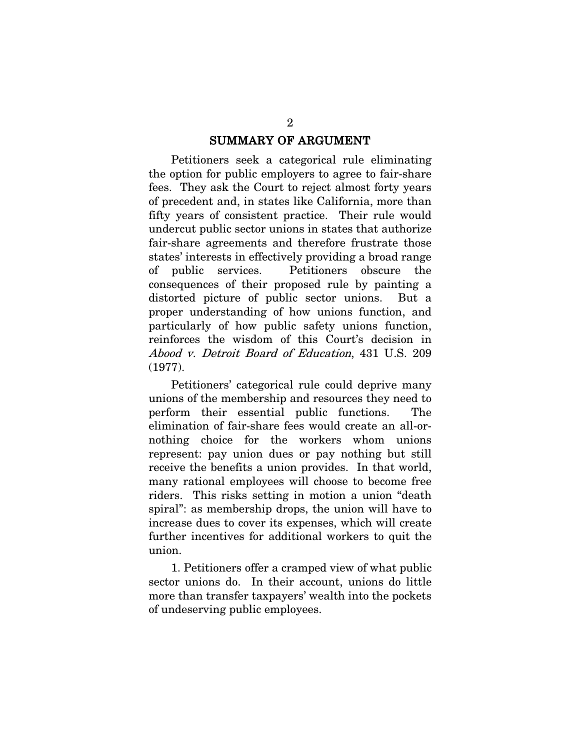## SUMMARY OF ARGUMENT

Petitioners seek a categorical rule eliminating the option for public employers to agree to fair-share fees. They ask the Court to reject almost forty years of precedent and, in states like California, more than fifty years of consistent practice. Their rule would undercut public sector unions in states that authorize fair-share agreements and therefore frustrate those states' interests in effectively providing a broad range of public services. Petitioners obscure the consequences of their proposed rule by painting a distorted picture of public sector unions. But a proper understanding of how unions function, and particularly of how public safety unions function, reinforces the wisdom of this Court's decision in *Abood v. Detroit Board of Education*, 431 U.S. 209 (1977).

Petitioners' categorical rule could deprive many unions of the membership and resources they need to perform their essential public functions. The elimination of fair-share fees would create an all-or-nothing choice for the workers whom unions represent: pay union dues or pay nothing but still receive the benefits a union provides. In that world, many rational employees will choose to become free riders. This risks setting in motion a union "death spiral": as membership drops, the union will have to increase dues to cover its expenses, which will create further incentives for additional workers to quit the union.

1. Petitioners offer a cramped view of what public sector unions do. In their account, unions do little more than transfer taxpayers' wealth into the pockets of undeserving public employees.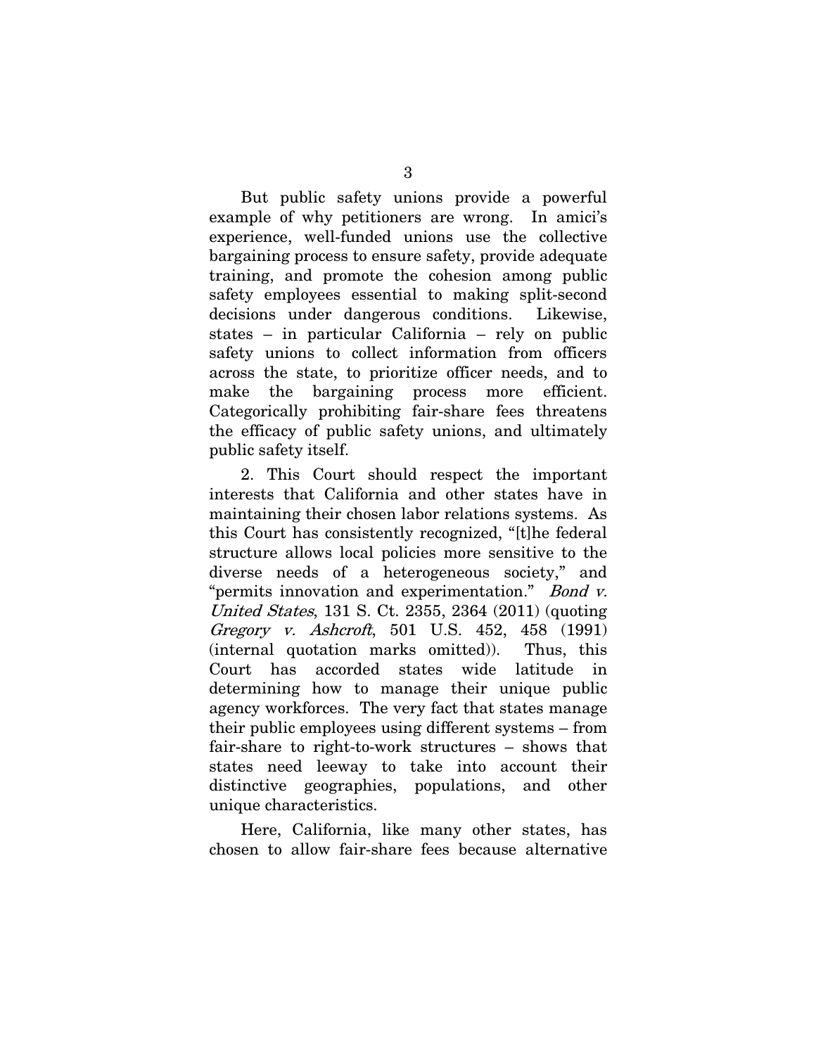But public safety unions provide a powerful example of why petitioners are wrong. In amici's experience, well-funded unions use the collective bargaining process to ensure safety, provide adequate training, and promote the cohesion among public safety employees essential to making split-second decisions under dangerous conditions. Likewise, states – in particular California – rely on public safety unions to collect information from officers across the state, to prioritize officer needs, and to make the bargaining process more efficient. Categorically prohibiting fair-share fees threatens the efficacy of public safety unions, and ultimately public safety itself.

2. This Court should respect the important interests that California and other states have in maintaining their chosen labor relations systems. As this Court has consistently recognized, "[t]he federal structure allows local policies more sensitive to the diverse needs of a heterogeneous society," and "permits innovation and experimentation." *Bond v. United States*, 131 S. Ct. 2355, 2364 (2011) (quoting *Gregory v. Ashcroft*, 501 U.S. 452, 458 (1991) (internal quotation marks omitted)). Thus, this Court has accorded states wide latitude in determining how to manage their unique public agency workforces. The very fact that states manage their public employees using different systems – from fair-share to right-to-work structures – shows that states need leeway to take into account their distinctive geographies, populations, and other unique characteristics.

Here, California, like many other states, has chosen to allow fair-share fees because alternative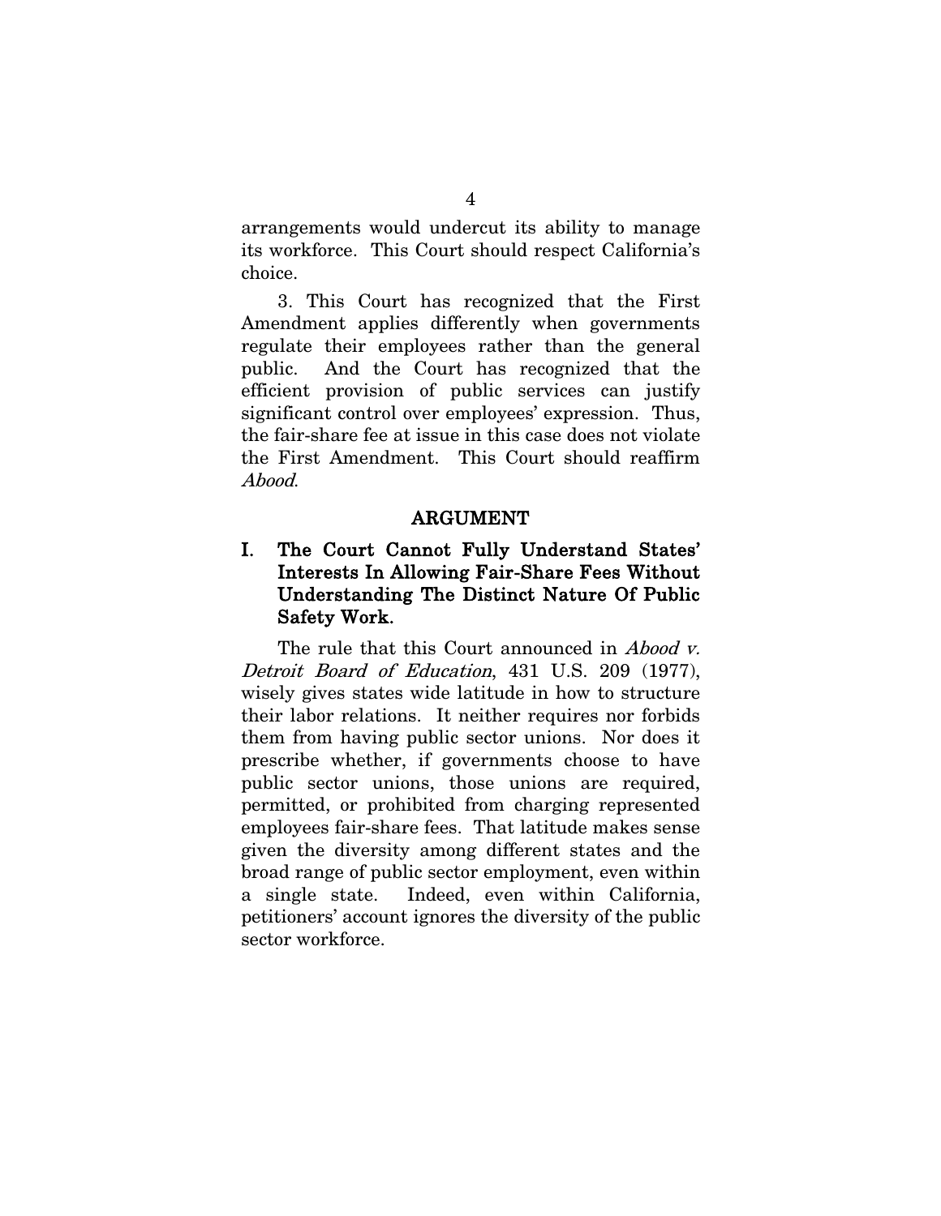arrangements would undercut its ability to manage its workforce. This Court should respect California's choice.

3. This Court has recognized that the First Amendment applies differently when governments regulate their employees rather than the general public. And the Court has recognized that the efficient provision of public services can justify significant control over employees' expression. Thus, the fair-share fee at issue in this case does not violate the First Amendment. This Court should reaffirm *Abood*.

## ARGUMENT

### I. The Court Cannot Fully Understand States' Interests In Allowing Fair-Share Fees Without Understanding The Distinct Nature Of Public Safety Work.

The rule that this Court announced in *Abood v. Detroit Board of Education*, 431 U.S. 209 (1977), wisely gives states wide latitude in how to structure their labor relations. It neither requires nor forbids them from having public sector unions. Nor does it prescribe whether, if governments choose to have public sector unions, those unions are required, permitted, or prohibited from charging represented employees fair-share fees. That latitude makes sense given the diversity among different states and the broad range of public sector employment, even within a single state. Indeed, even within California, petitioners' account ignores the diversity of the public sector workforce.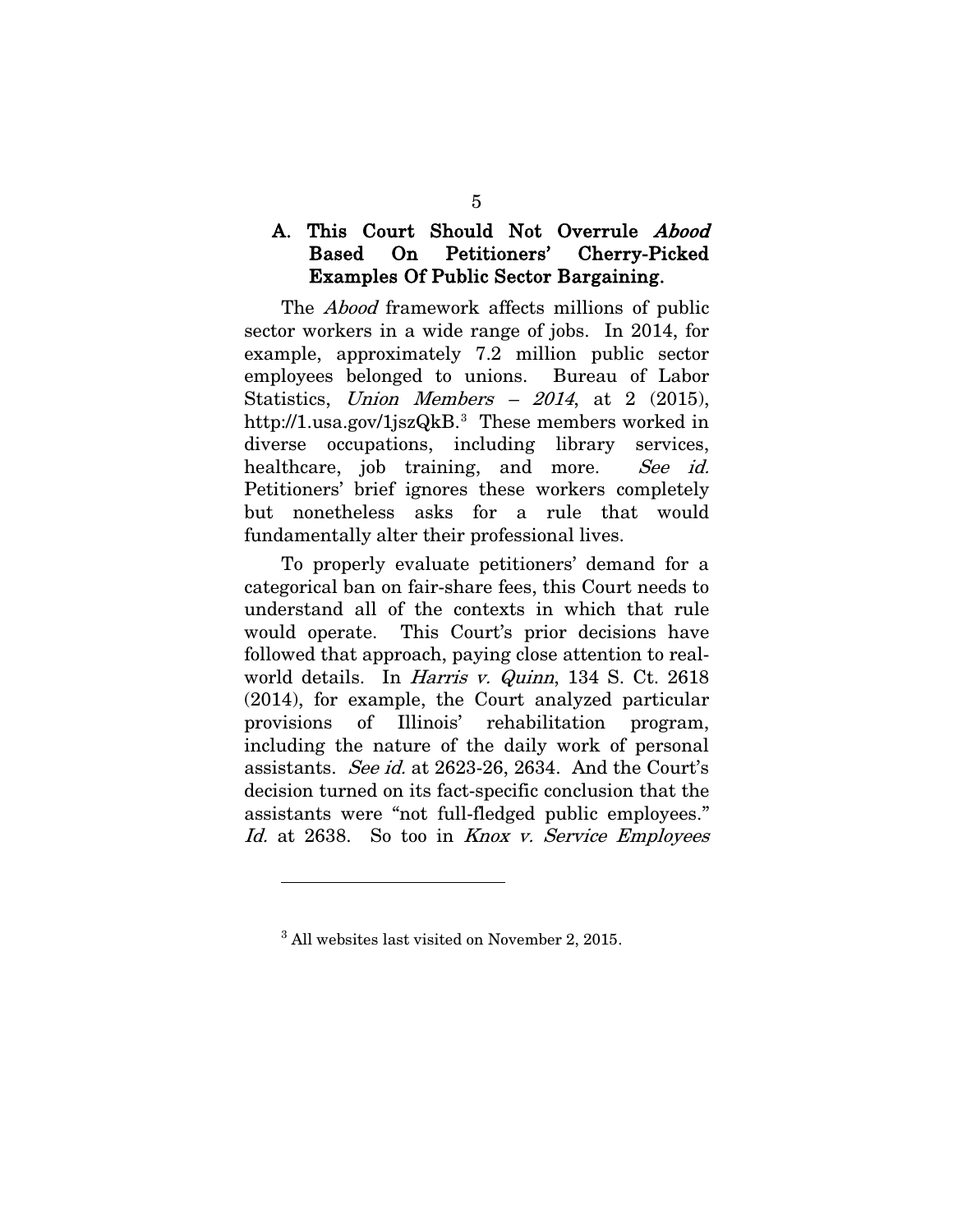### A. This Court Should Not Overrule *Abood* Based On Petitioners' Cherry-Picked Examples Of Public Sector Bargaining.

The *Abood* framework affects millions of public sector workers in a wide range of jobs. In 2014, for example, approximately 7.2 million public sector employees belonged to unions. Bureau of Labor Statistics, *Union Members – 2014*, at 2 (2015), http://1.usa.gov/1jszQkB.[3] These members worked in diverse occupations, including library services, healthcare, job training, and more. *See id.* Petitioners' brief ignores these workers completely but nonetheless asks for a rule that would fundamentally alter their professional lives.

To properly evaluate petitioners' demand for a categorical ban on fair-share fees, this Court needs to understand all of the contexts in which that rule would operate. This Court's prior decisions have followed that approach, paying close attention to real-world details. In *Harris v. Quinn*, 134 S. Ct. 2618 (2014), for example, the Court analyzed particular provisions of Illinois' rehabilitation program, including the nature of the daily work of personal assistants. *See id.* at 2623-26, 2634. And the Court's decision turned on its fact-specific conclusion that the assistants were "not full-fledged public employees." *Id.* at 2638. So too in *Knox v. Service Employees*

---

[3] All websites last visited on November 2, 2015.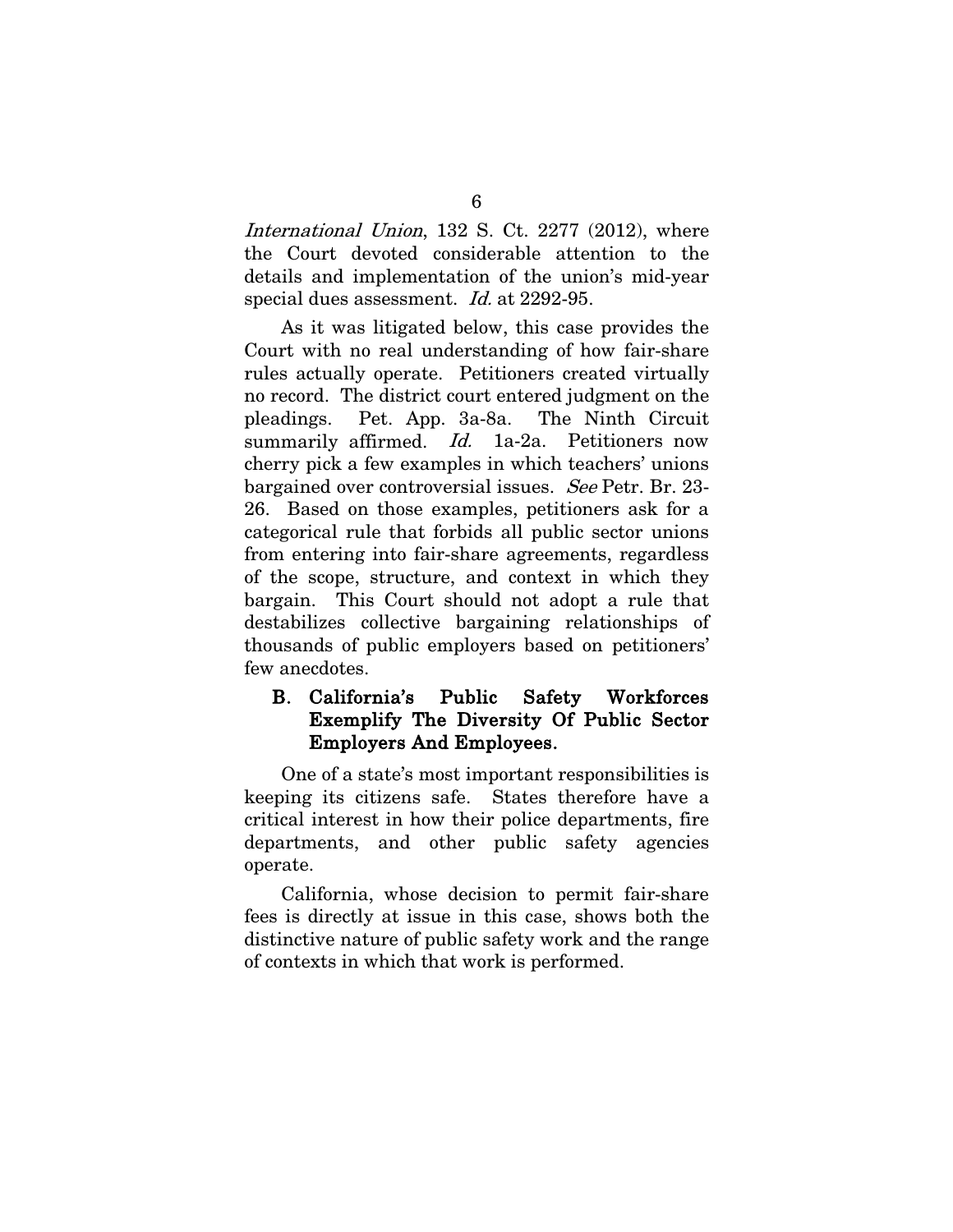*International Union*, 132 S. Ct. 2277 (2012), where the Court devoted considerable attention to the details and implementation of the union's mid-year special dues assessment. *Id.* at 2292-95.

As it was litigated below, this case provides the Court with no real understanding of how fair-share rules actually operate. Petitioners created virtually no record. The district court entered judgment on the pleadings. Pet. App. 3a-8a. The Ninth Circuit summarily affirmed. *Id.* 1a-2a. Petitioners now cherry pick a few examples in which teachers' unions bargained over controversial issues. *See* Petr. Br. 23-26. Based on those examples, petitioners ask for a categorical rule that forbids all public sector unions from entering into fair-share agreements, regardless of the scope, structure, and context in which they bargain. This Court should not adopt a rule that destabilizes collective bargaining relationships of thousands of public employers based on petitioners' few anecdotes.

### B. California's Public Safety Workforces Exemplify The Diversity Of Public Sector Employers And Employees.

One of a state's most important responsibilities is keeping its citizens safe. States therefore have a critical interest in how their police departments, fire departments, and other public safety agencies operate.

California, whose decision to permit fair-share fees is directly at issue in this case, shows both the distinctive nature of public safety work and the range of contexts in which that work is performed.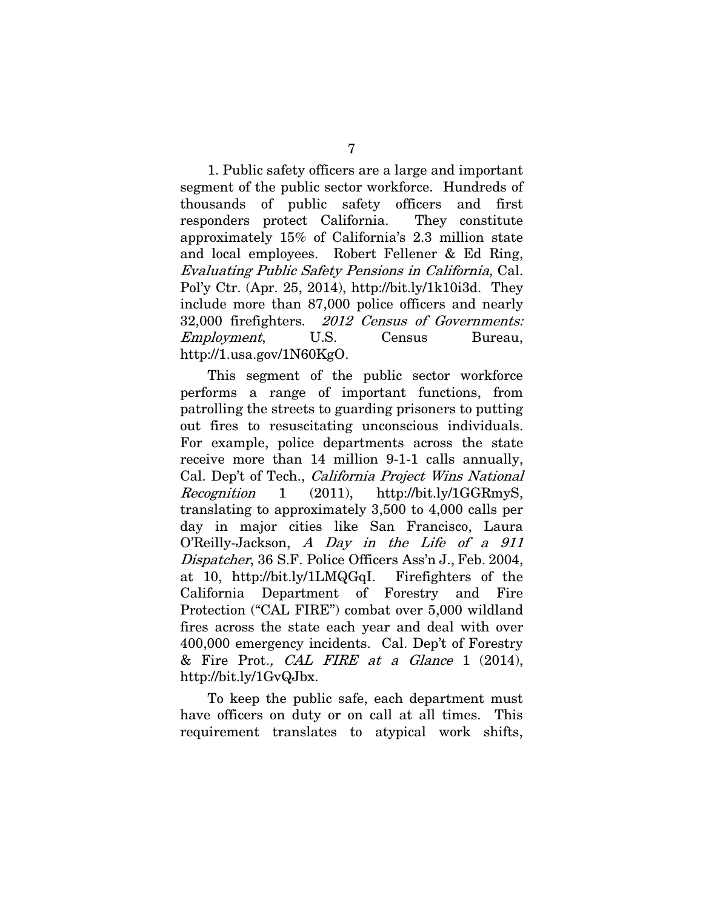1. Public safety officers are a large and important segment of the public sector workforce. Hundreds of thousands of public safety officers and first responders protect California. They constitute approximately 15% of California's 2.3 million state and local employees. Robert Fellener & Ed Ring, *Evaluating Public Safety Pensions in California*, Cal. Pol'y Ctr. (Apr. 25, 2014), http://bit.ly/1k10i3d. They include more than 87,000 police officers and nearly 32,000 firefighters. *2012 Census of Governments: Employment*, U.S. Census Bureau, http://1.usa.gov/1N60KgO.

This segment of the public sector workforce performs a range of important functions, from patrolling the streets to guarding prisoners to putting out fires to resuscitating unconscious individuals. For example, police departments across the state receive more than 14 million 9-1-1 calls annually, Cal. Dep't of Tech., *California Project Wins National Recognition* 1 (2011), http://bit.ly/1GGRmyS, translating to approximately 3,500 to 4,000 calls per day in major cities like San Francisco, Laura O'Reilly-Jackson, *A Day in the Life of a 911 Dispatcher*, 36 S.F. Police Officers Ass'n J., Feb. 2004, at 10, http://bit.ly/1LMQGqI. Firefighters of the California Department of Forestry and Fire Protection ("CAL FIRE") combat over 5,000 wildland fires across the state each year and deal with over 400,000 emergency incidents. Cal. Dep't of Forestry & Fire Prot., *CAL FIRE at a Glance* 1 (2014), http://bit.ly/1GvQJbx.

To keep the public safe, each department must have officers on duty or on call at all times. This requirement translates to atypical work shifts,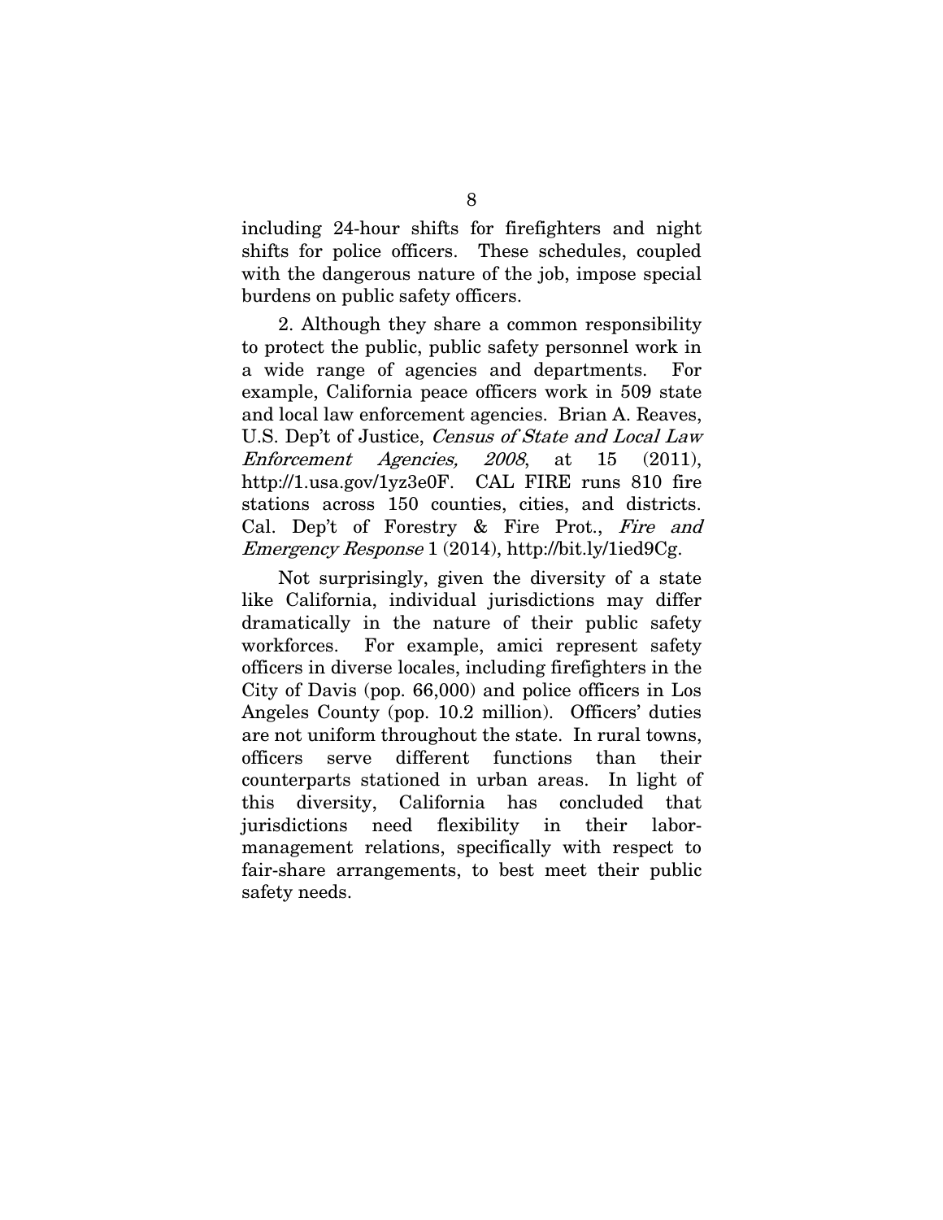including 24-hour shifts for firefighters and night shifts for police officers. These schedules, coupled with the dangerous nature of the job, impose special burdens on public safety officers.

2. Although they share a common responsibility to protect the public, public safety personnel work in a wide range of agencies and departments. For example, California peace officers work in 509 state and local law enforcement agencies. Brian A. Reaves, U.S. Dep't of Justice, *Census of State and Local Law Enforcement Agencies, 2008*, at 15 (2011), http://1.usa.gov/1yz3e0F. CAL FIRE runs 810 fire stations across 150 counties, cities, and districts. Cal. Dep't of Forestry & Fire Prot., *Fire and Emergency Response* 1 (2014), http://bit.ly/1ied9Cg.

Not surprisingly, given the diversity of a state like California, individual jurisdictions may differ dramatically in the nature of their public safety workforces. For example, amici represent safety officers in diverse locales, including firefighters in the City of Davis (pop. 66,000) and police officers in Los Angeles County (pop. 10.2 million). Officers' duties are not uniform throughout the state. In rural towns, officers serve different functions than their counterparts stationed in urban areas. In light of this diversity, California has concluded that jurisdictions need flexibility in their labor-management relations, specifically with respect to fair-share arrangements, to best meet their public safety needs.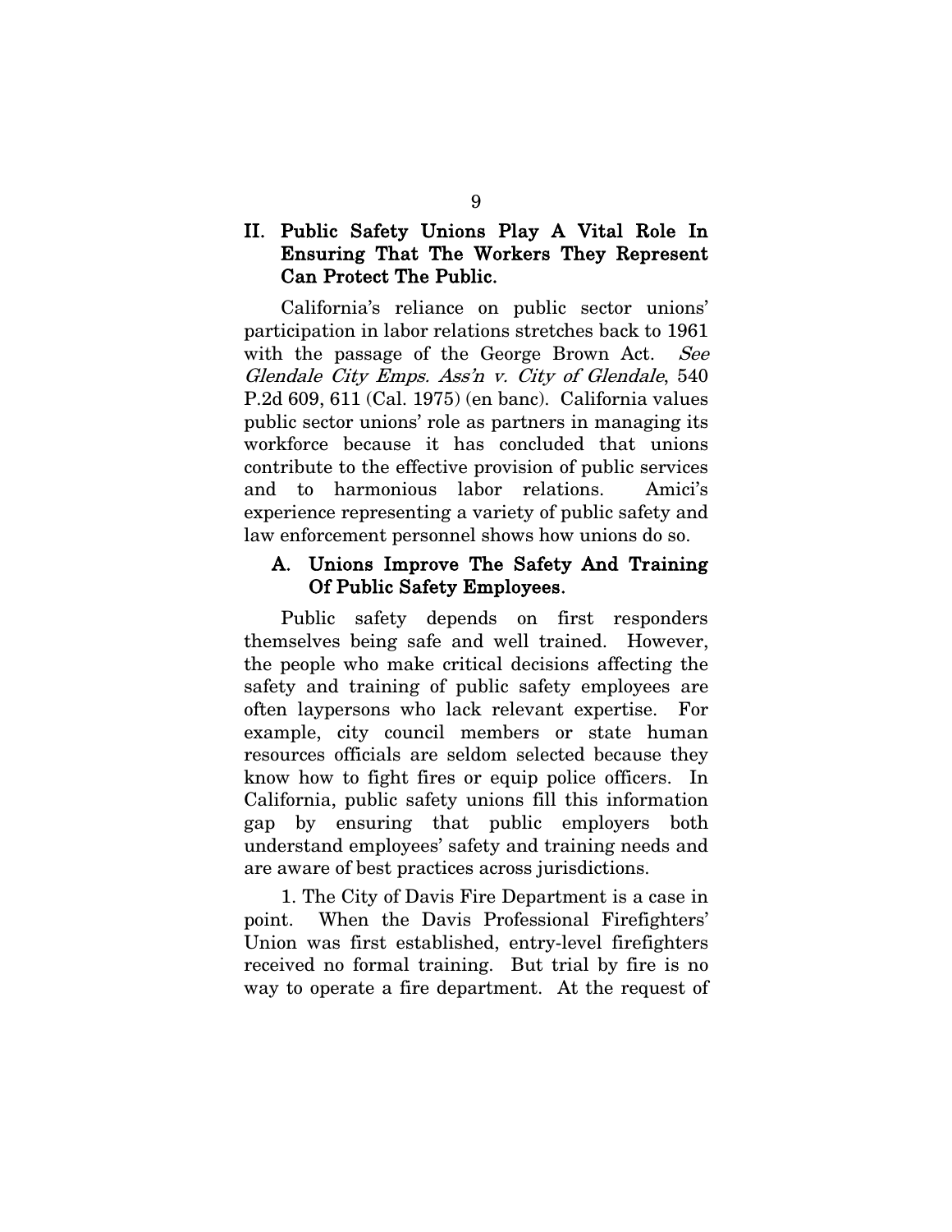## II. Public Safety Unions Play A Vital Role In Ensuring That The Workers They Represent Can Protect The Public.

California's reliance on public sector unions' participation in labor relations stretches back to 1961 with the passage of the George Brown Act. *See Glendale City Emps. Ass'n v. City of Glendale*, 540 P.2d 609, 611 (Cal. 1975) (en banc). California values public sector unions' role as partners in managing its workforce because it has concluded that unions contribute to the effective provision of public services and to harmonious labor relations. Amici's experience representing a variety of public safety and law enforcement personnel shows how unions do so.

### A. Unions Improve The Safety And Training Of Public Safety Employees.

Public safety depends on first responders themselves being safe and well trained. However, the people who make critical decisions affecting the safety and training of public safety employees are often laypersons who lack relevant expertise. For example, city council members or state human resources officials are seldom selected because they know how to fight fires or equip police officers. In California, public safety unions fill this information gap by ensuring that public employers both understand employees' safety and training needs and are aware of best practices across jurisdictions.

1. The City of Davis Fire Department is a case in point. When the Davis Professional Firefighters' Union was first established, entry-level firefighters received no formal training. But trial by fire is no way to operate a fire department. At the request of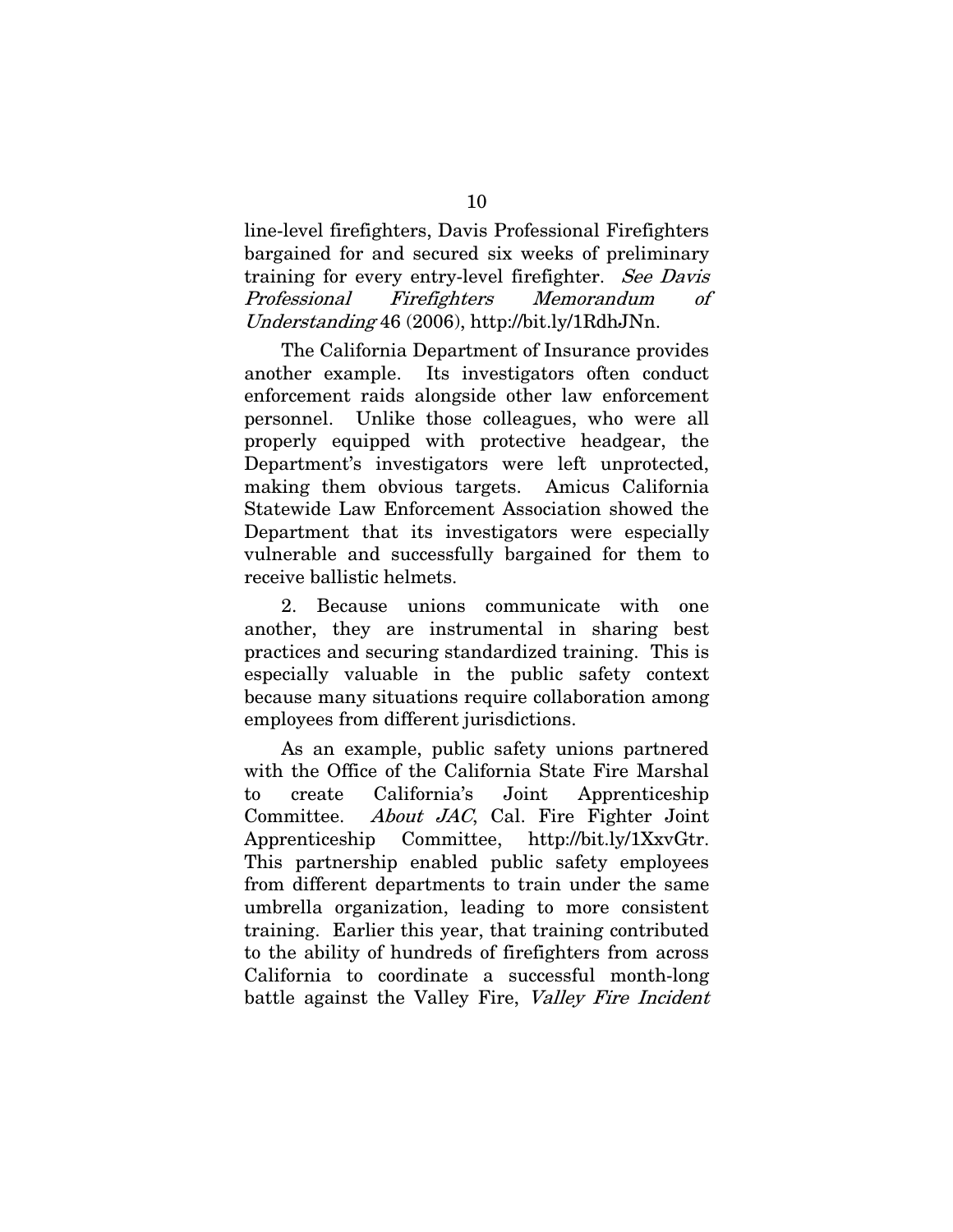line-level firefighters, Davis Professional Firefighters bargained for and secured six weeks of preliminary training for every entry-level firefighter. *See Davis Professional Firefighters Memorandum of Understanding* 46 (2006), http://bit.ly/1RdhJNn.

The California Department of Insurance provides another example. Its investigators often conduct enforcement raids alongside other law enforcement personnel. Unlike those colleagues, who were all properly equipped with protective headgear, the Department's investigators were left unprotected, making them obvious targets. Amicus California Statewide Law Enforcement Association showed the Department that its investigators were especially vulnerable and successfully bargained for them to receive ballistic helmets.

2. Because unions communicate with one another, they are instrumental in sharing best practices and securing standardized training. This is especially valuable in the public safety context because many situations require collaboration among employees from different jurisdictions.

As an example, public safety unions partnered with the Office of the California State Fire Marshal to create California's Joint Apprenticeship Committee. *About JAC*, Cal. Fire Fighter Joint Apprenticeship Committee, http://bit.ly/1XxvGtr. This partnership enabled public safety employees from different departments to train under the same umbrella organization, leading to more consistent training. Earlier this year, that training contributed to the ability of hundreds of firefighters from across California to coordinate a successful month-long battle against the Valley Fire, *Valley Fire Incident*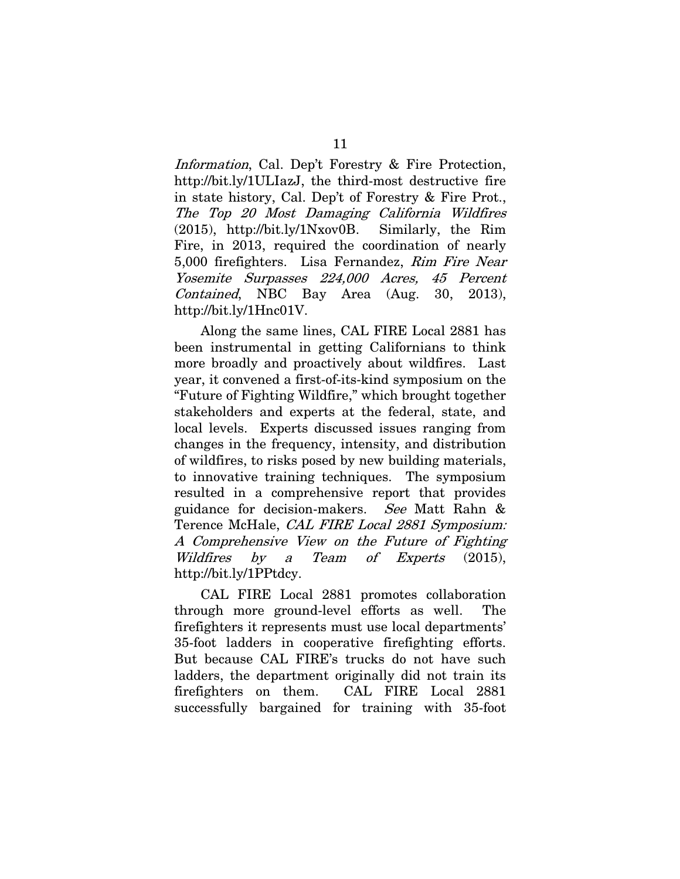*Information*, Cal. Dep't Forestry & Fire Protection, http://bit.ly/1ULIazJ, the third-most destructive fire in state history, Cal. Dep't of Forestry & Fire Prot., *The Top 20 Most Damaging California Wildfires* (2015), http://bit.ly/1Nxov0B. Similarly, the Rim Fire, in 2013, required the coordination of nearly 5,000 firefighters. Lisa Fernandez, *Rim Fire Near Yosemite Surpasses 224,000 Acres, 45 Percent Contained*, NBC Bay Area (Aug. 30, 2013), http://bit.ly/1Hnc01V.

Along the same lines, CAL FIRE Local 2881 has been instrumental in getting Californians to think more broadly and proactively about wildfires. Last year, it convened a first-of-its-kind symposium on the "Future of Fighting Wildfire," which brought together stakeholders and experts at the federal, state, and local levels. Experts discussed issues ranging from changes in the frequency, intensity, and distribution of wildfires, to risks posed by new building materials, to innovative training techniques. The symposium resulted in a comprehensive report that provides guidance for decision-makers. *See* Matt Rahn & Terence McHale, *CAL FIRE Local 2881 Symposium: A Comprehensive View on the Future of Fighting Wildfires by a Team of Experts* (2015), http://bit.ly/1PPtdcy.

CAL FIRE Local 2881 promotes collaboration through more ground-level efforts as well. The firefighters it represents must use local departments' 35-foot ladders in cooperative firefighting efforts. But because CAL FIRE's trucks do not have such ladders, the department originally did not train its firefighters on them. CAL FIRE Local 2881 successfully bargained for training with 35-foot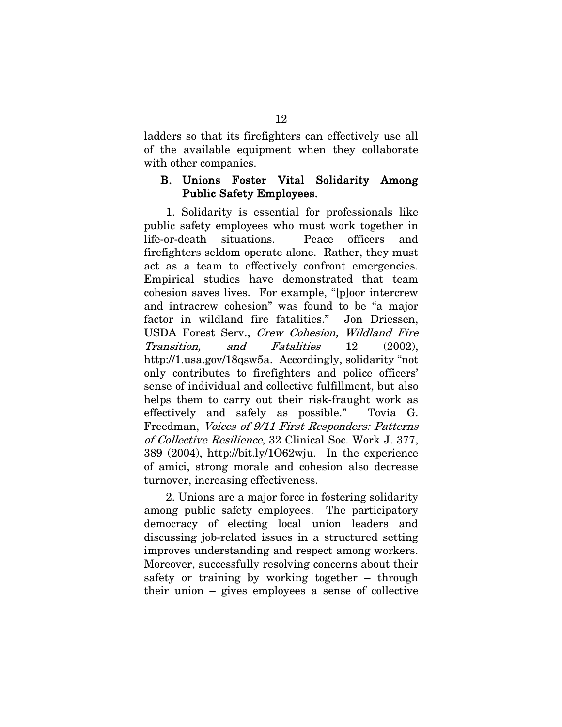ladders so that its firefighters can effectively use all of the available equipment when they collaborate with other companies.

### B. Unions Foster Vital Solidarity Among Public Safety Employees.

1. Solidarity is essential for professionals like public safety employees who must work together in life-or-death situations. Peace officers and firefighters seldom operate alone. Rather, they must act as a team to effectively confront emergencies. Empirical studies have demonstrated that team cohesion saves lives. For example, "[p]oor intercrew and intracrew cohesion" was found to be "a major factor in wildland fire fatalities." Jon Driessen, USDA Forest Serv., *Crew Cohesion, Wildland Fire Transition, and Fatalities* 12 (2002), http://1.usa.gov/18qsw5a. Accordingly, solidarity "not only contributes to firefighters and police officers' sense of individual and collective fulfillment, but also helps them to carry out their risk-fraught work as effectively and safely as possible." Tovia G. Freedman, *Voices of 9/11 First Responders: Patterns of Collective Resilience*, 32 Clinical Soc. Work J. 377, 389 (2004), http://bit.ly/1O62wju. In the experience of amici, strong morale and cohesion also decrease turnover, increasing effectiveness.

2. Unions are a major force in fostering solidarity among public safety employees. The participatory democracy of electing local union leaders and discussing job-related issues in a structured setting improves understanding and respect among workers. Moreover, successfully resolving concerns about their safety or training by working together – through their union – gives employees a sense of collective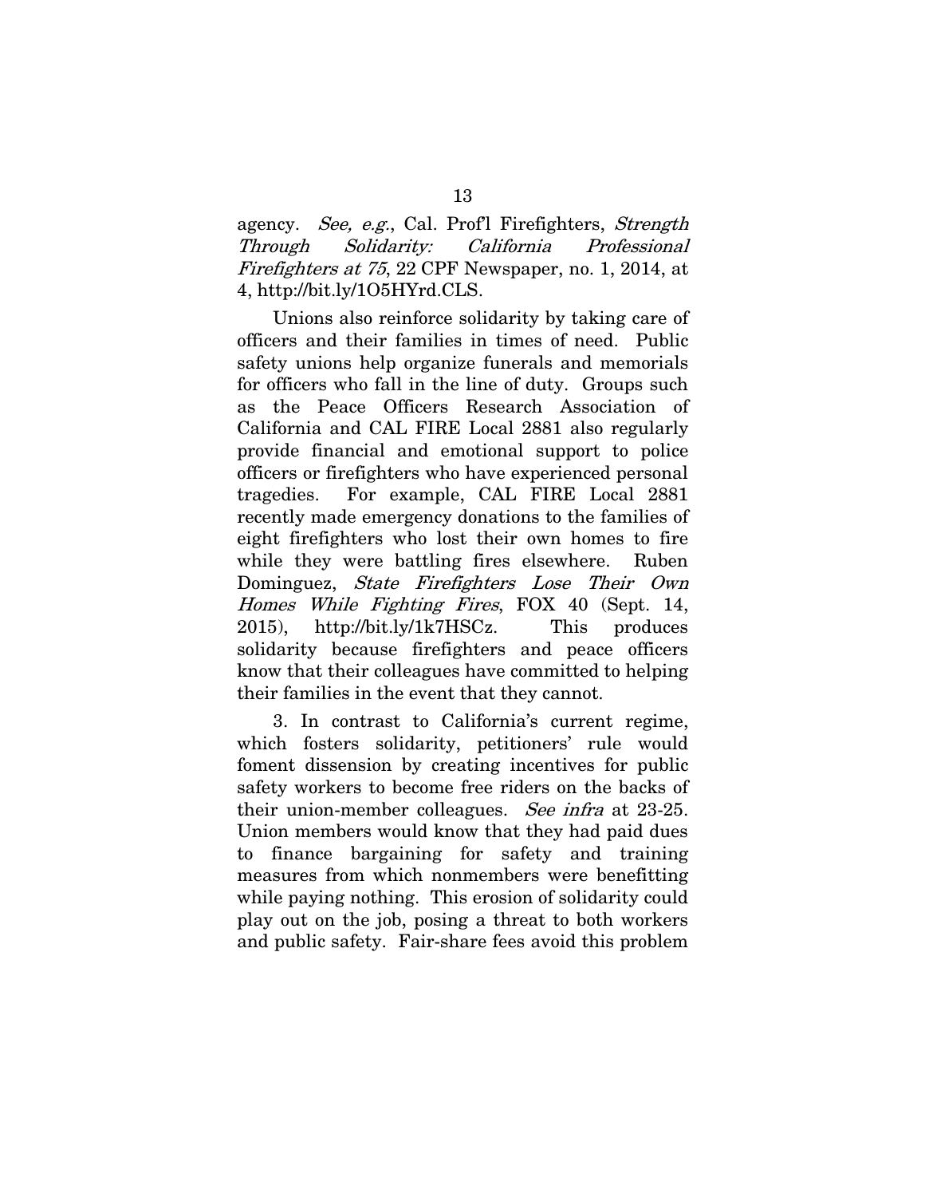agency. *See, e.g.*, Cal. Prof'l Firefighters, *Strength Through Solidarity: California Professional Firefighters at 75*, 22 CPF Newspaper, no. 1, 2014, at 4, http://bit.ly/1O5HYrd.CLS.

Unions also reinforce solidarity by taking care of officers and their families in times of need. Public safety unions help organize funerals and memorials for officers who fall in the line of duty. Groups such as the Peace Officers Research Association of California and CAL FIRE Local 2881 also regularly provide financial and emotional support to police officers or firefighters who have experienced personal tragedies. For example, CAL FIRE Local 2881 recently made emergency donations to the families of eight firefighters who lost their own homes to fire while they were battling fires elsewhere. Ruben Dominguez, *State Firefighters Lose Their Own Homes While Fighting Fires*, FOX 40 (Sept. 14, 2015), http://bit.ly/1k7HSCz. This produces solidarity because firefighters and peace officers know that their colleagues have committed to helping their families in the event that they cannot.

3. In contrast to California's current regime, which fosters solidarity, petitioners' rule would foment dissension by creating incentives for public safety workers to become free riders on the backs of their union-member colleagues. *See infra* at 23-25. Union members would know that they had paid dues to finance bargaining for safety and training measures from which nonmembers were benefitting while paying nothing. This erosion of solidarity could play out on the job, posing a threat to both workers and public safety. Fair-share fees avoid this problem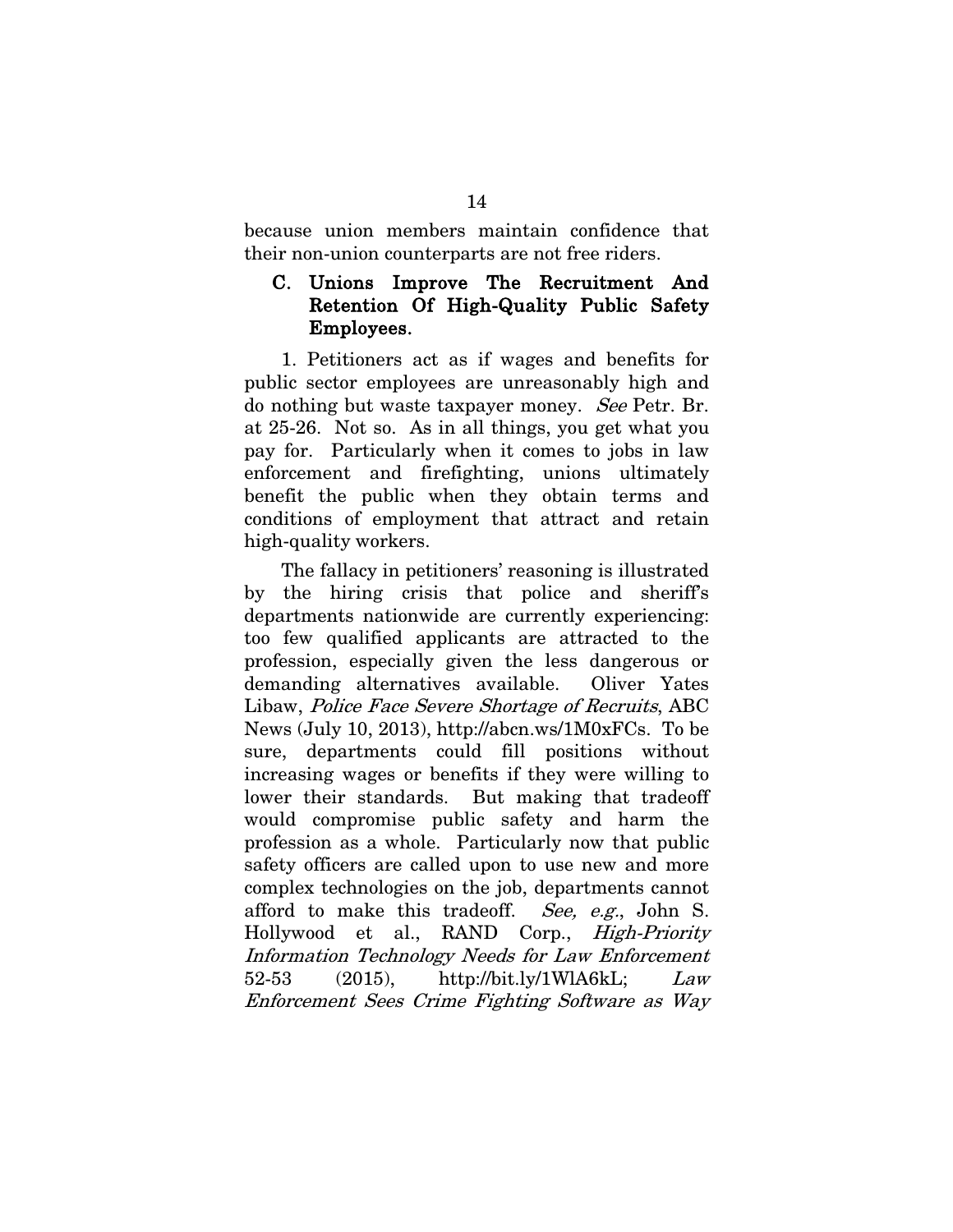because union members maintain confidence that their non-union counterparts are not free riders.

### C. Unions Improve The Recruitment And Retention Of High-Quality Public Safety Employees.

1. Petitioners act as if wages and benefits for public sector employees are unreasonably high and do nothing but waste taxpayer money. *See* Petr. Br. at 25-26. Not so. As in all things, you get what you pay for. Particularly when it comes to jobs in law enforcement and firefighting, unions ultimately benefit the public when they obtain terms and conditions of employment that attract and retain high-quality workers.

The fallacy in petitioners' reasoning is illustrated by the hiring crisis that police and sheriff's departments nationwide are currently experiencing: too few qualified applicants are attracted to the profession, especially given the less dangerous or demanding alternatives available. Oliver Yates Libaw, *Police Face Severe Shortage of Recruits*, ABC News (July 10, 2013), http://abcn.ws/1M0xFCs. To be sure, departments could fill positions without increasing wages or benefits if they were willing to lower their standards. But making that tradeoff would compromise public safety and harm the profession as a whole. Particularly now that public safety officers are called upon to use new and more complex technologies on the job, departments cannot afford to make this tradeoff. *See, e.g.*, John S. Hollywood et al., RAND Corp., *High-Priority Information Technology Needs for Law Enforcement* 52-53 (2015), http://bit.ly/1WlA6kL; *Law Enforcement Sees Crime Fighting Software as Way*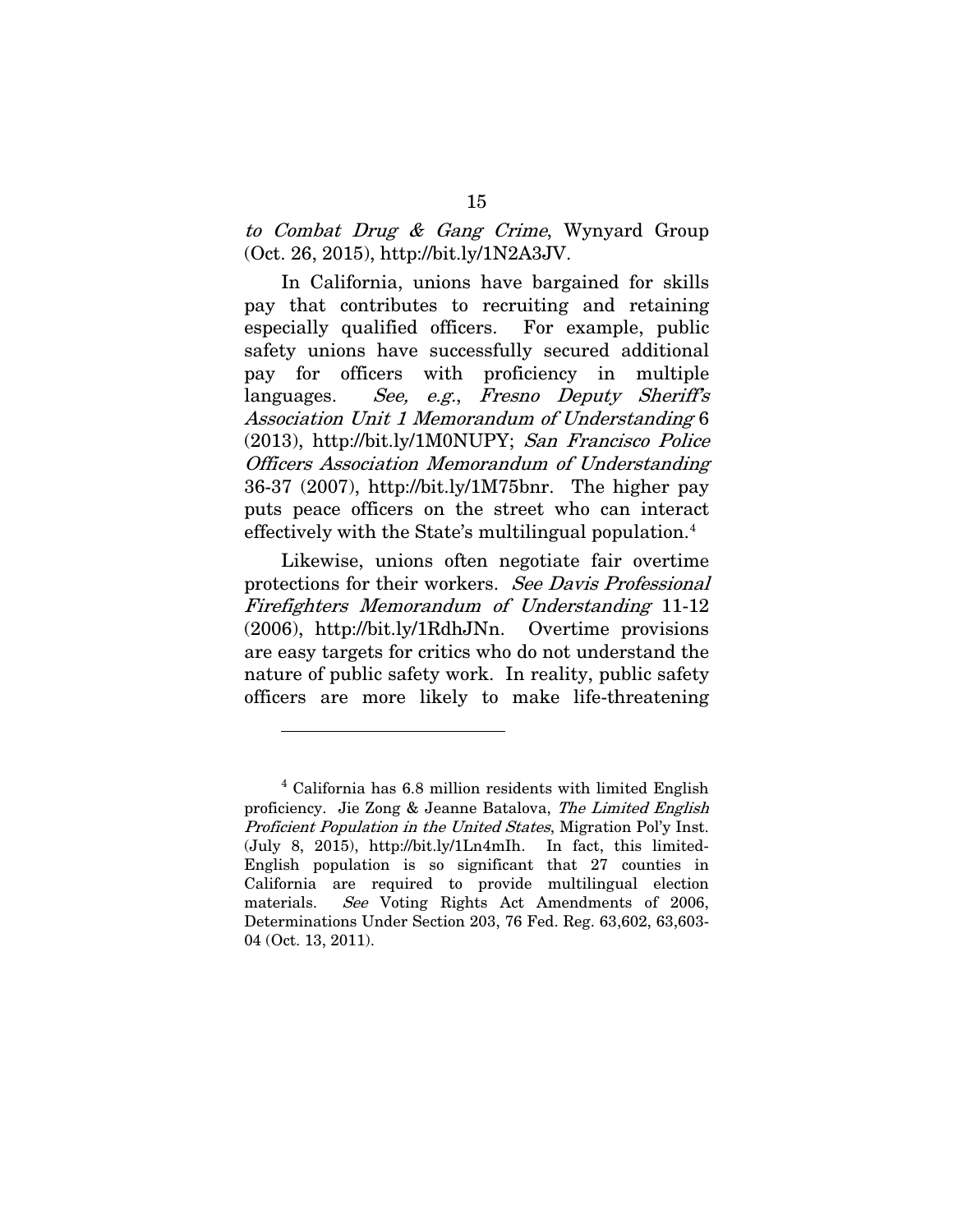*to Combat Drug & Gang Crime*, Wynyard Group (Oct. 26, 2015), http://bit.ly/1N2A3JV.

In California, unions have bargained for skills pay that contributes to recruiting and retaining especially qualified officers. For example, public safety unions have successfully secured additional pay for officers with proficiency in multiple languages. *See, e.g.*, *Fresno Deputy Sheriff's Association Unit 1 Memorandum of Understanding* 6 (2013), http://bit.ly/1M0NUPY; *San Francisco Police Officers Association Memorandum of Understanding* 36-37 (2007), http://bit.ly/1M75bnr. The higher pay puts peace officers on the street who can interact effectively with the State's multilingual population.[4]

Likewise, unions often negotiate fair overtime protections for their workers. *See Davis Professional Firefighters Memorandum of Understanding* 11-12 (2006), http://bit.ly/1RdhJNn. Overtime provisions are easy targets for critics who do not understand the nature of public safety work. In reality, public safety officers are more likely to make life-threatening

---

[4] California has 6.8 million residents with limited English proficiency. Jie Zong & Jeanne Batalova, *The Limited English Proficient Population in the United States*, Migration Pol'y Inst. (July 8, 2015), http://bit.ly/1Ln4mIh. In fact, this limited-English population is so significant that 27 counties in California are required to provide multilingual election materials. *See* Voting Rights Act Amendments of 2006, Determinations Under Section 203, 76 Fed. Reg. 63,602, 63,603-04 (Oct. 13, 2011).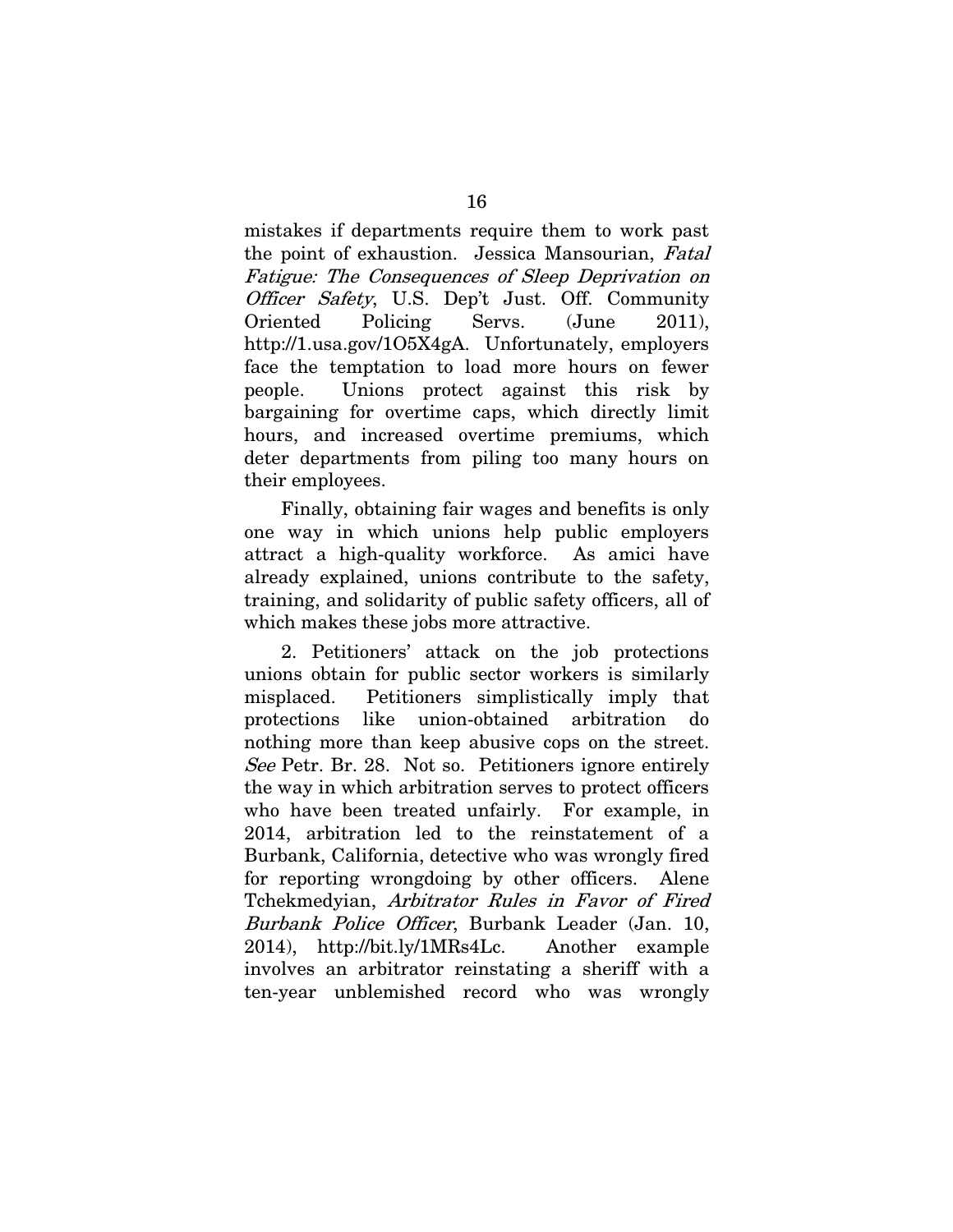mistakes if departments require them to work past the point of exhaustion. Jessica Mansourian, *Fatal Fatigue: The Consequences of Sleep Deprivation on Officer Safety*, U.S. Dep't Just. Off. Community Oriented Policing Servs. (June 2011), http://1.usa.gov/1O5X4gA. Unfortunately, employers face the temptation to load more hours on fewer people. Unions protect against this risk by bargaining for overtime caps, which directly limit hours, and increased overtime premiums, which deter departments from piling too many hours on their employees.

Finally, obtaining fair wages and benefits is only one way in which unions help public employers attract a high-quality workforce. As amici have already explained, unions contribute to the safety, training, and solidarity of public safety officers, all of which makes these jobs more attractive.

2. Petitioners' attack on the job protections unions obtain for public sector workers is similarly misplaced. Petitioners simplistically imply that protections like union-obtained arbitration do nothing more than keep abusive cops on the street. *See* Petr. Br. 28. Not so. Petitioners ignore entirely the way in which arbitration serves to protect officers who have been treated unfairly. For example, in 2014, arbitration led to the reinstatement of a Burbank, California, detective who was wrongly fired for reporting wrongdoing by other officers. Alene Tchekmedyian, *Arbitrator Rules in Favor of Fired Burbank Police Officer*, Burbank Leader (Jan. 10, 2014), http://bit.ly/1MRs4Lc. Another example involves an arbitrator reinstating a sheriff with a ten-year unblemished record who was wrongly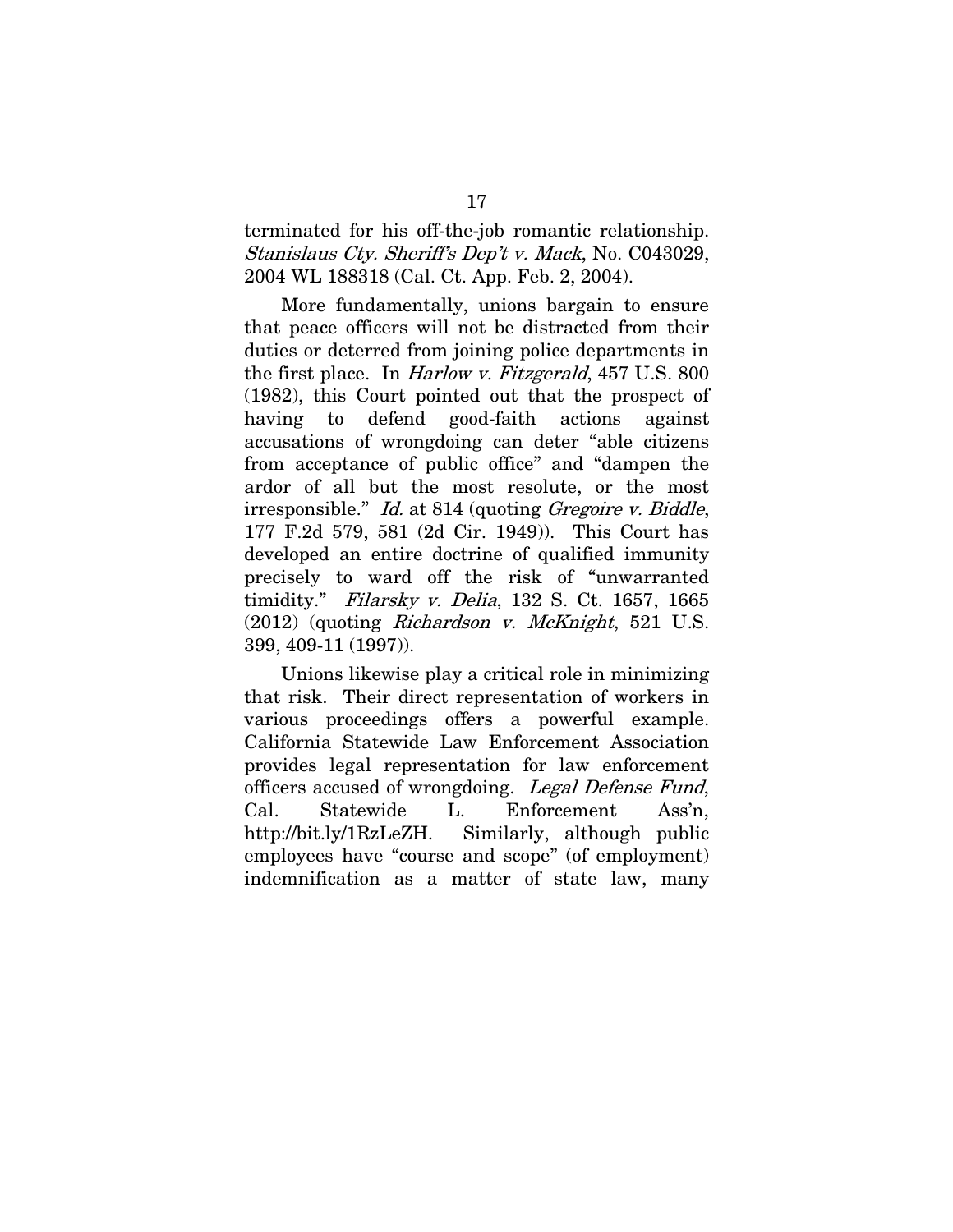terminated for his off-the-job romantic relationship. *Stanislaus Cty. Sheriff's Dep't v. Mack*, No. C043029, 2004 WL 188318 (Cal. Ct. App. Feb. 2, 2004).

More fundamentally, unions bargain to ensure that peace officers will not be distracted from their duties or deterred from joining police departments in the first place. In *Harlow v. Fitzgerald*, 457 U.S. 800 (1982), this Court pointed out that the prospect of having to defend good-faith actions against accusations of wrongdoing can deter "able citizens from acceptance of public office" and "dampen the ardor of all but the most resolute, or the most irresponsible." *Id.* at 814 (quoting *Gregoire v. Biddle*, 177 F.2d 579, 581 (2d Cir. 1949)). This Court has developed an entire doctrine of qualified immunity precisely to ward off the risk of "unwarranted timidity." *Filarsky v. Delia*, 132 S. Ct. 1657, 1665 (2012) (quoting *Richardson v. McKnight*, 521 U.S. 399, 409-11 (1997)).

Unions likewise play a critical role in minimizing that risk. Their direct representation of workers in various proceedings offers a powerful example. California Statewide Law Enforcement Association provides legal representation for law enforcement officers accused of wrongdoing. *Legal Defense Fund*, Cal. Statewide L. Enforcement Ass'n, http://bit.ly/1RzLeZH. Similarly, although public employees have "course and scope" (of employment) indemnification as a matter of state law, many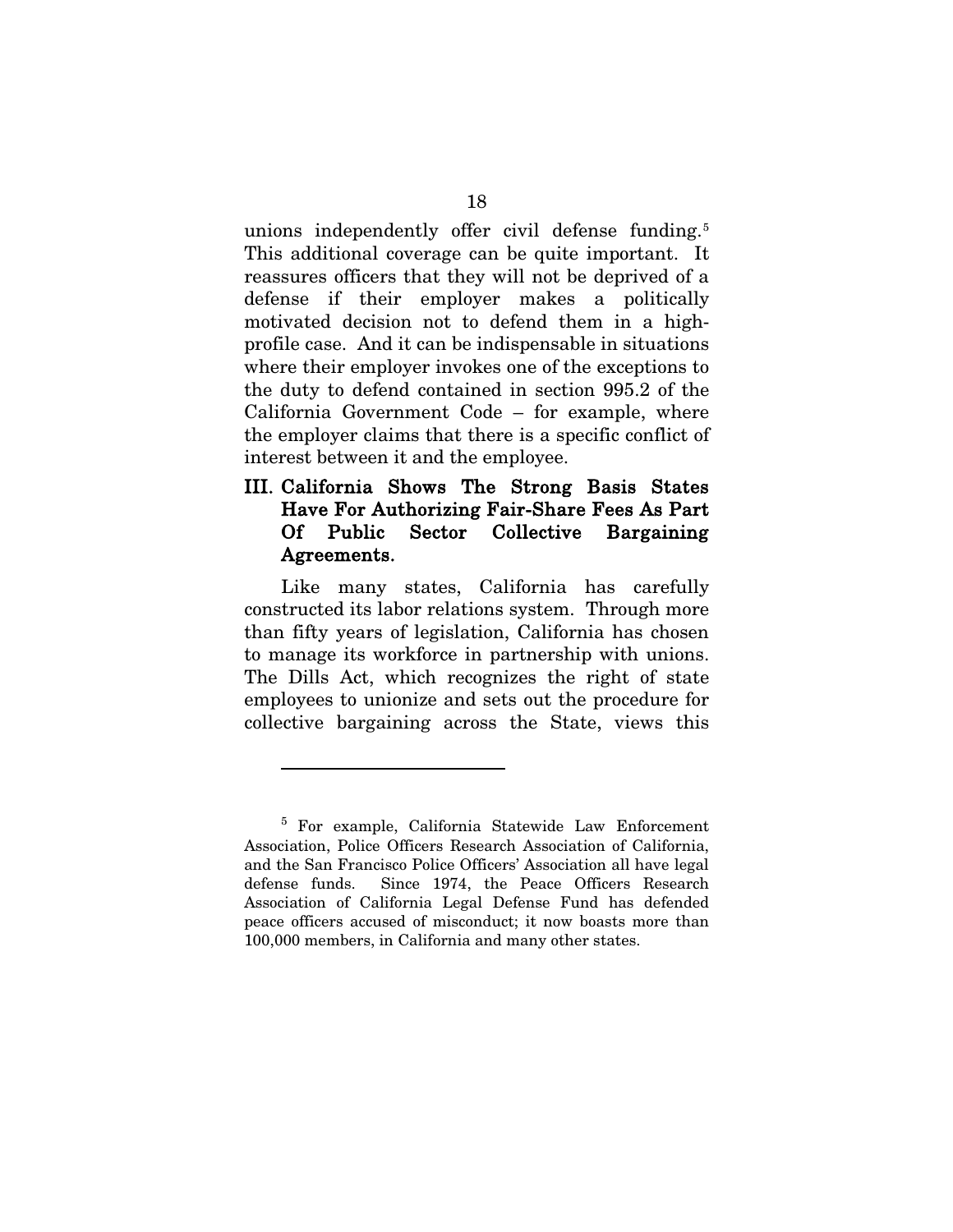unions independently offer civil defense funding.[5] This additional coverage can be quite important. It reassures officers that they will not be deprived of a defense if their employer makes a politically motivated decision not to defend them in a high-profile case. And it can be indispensable in situations where their employer invokes one of the exceptions to the duty to defend contained in section 995.2 of the California Government Code – for example, where the employer claims that there is a specific conflict of interest between it and the employee.

## III. California Shows The Strong Basis States Have For Authorizing Fair-Share Fees As Part Of Public Sector Collective Bargaining Agreements.

Like many states, California has carefully constructed its labor relations system. Through more than fifty years of legislation, California has chosen to manage its workforce in partnership with unions. The Dills Act, which recognizes the right of state employees to unionize and sets out the procedure for collective bargaining across the State, views this

---

[5] For example, California Statewide Law Enforcement Association, Police Officers Research Association of California, and the San Francisco Police Officers' Association all have legal defense funds. Since 1974, the Peace Officers Research Association of California Legal Defense Fund has defended peace officers accused of misconduct; it now boasts more than 100,000 members, in California and many other states.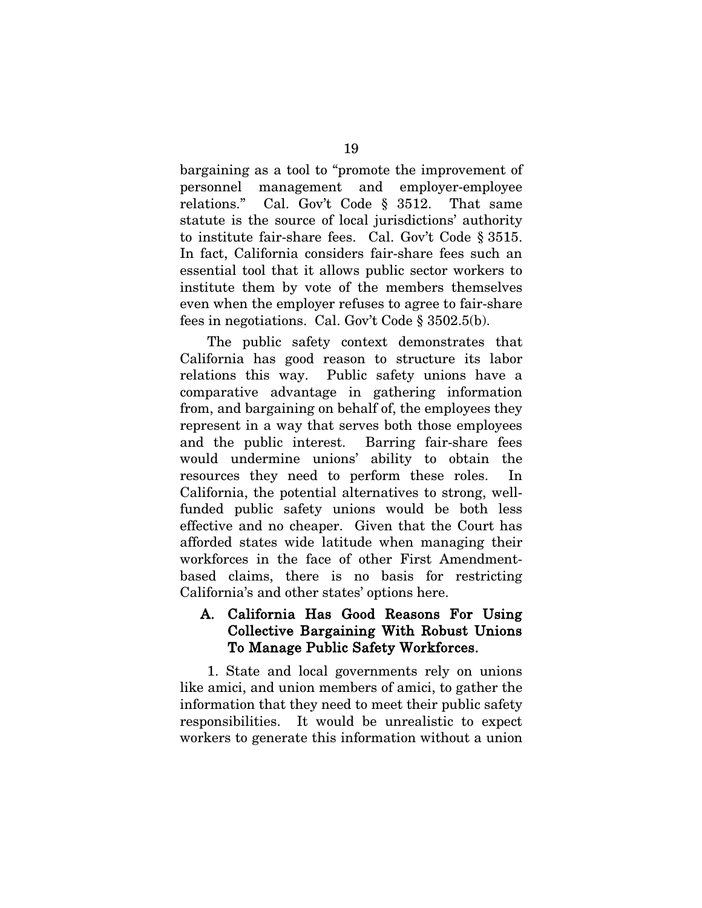bargaining as a tool to "promote the improvement of personnel management and employer-employee relations." Cal. Gov't Code § 3512. That same statute is the source of local jurisdictions' authority to institute fair-share fees. Cal. Gov't Code § 3515. In fact, California considers fair-share fees such an essential tool that it allows public sector workers to institute them by vote of the members themselves even when the employer refuses to agree to fair-share fees in negotiations. Cal. Gov't Code § 3502.5(b).

The public safety context demonstrates that California has good reason to structure its labor relations this way. Public safety unions have a comparative advantage in gathering information from, and bargaining on behalf of, the employees they represent in a way that serves both those employees and the public interest. Barring fair-share fees would undermine unions' ability to obtain the resources they need to perform these roles. In California, the potential alternatives to strong, well-funded public safety unions would be both less effective and no cheaper. Given that the Court has afforded states wide latitude when managing their workforces in the face of other First Amendment-based claims, there is no basis for restricting California's and other states' options here.

### A. California Has Good Reasons For Using Collective Bargaining With Robust Unions To Manage Public Safety Workforces.

1. State and local governments rely on unions like amici, and union members of amici, to gather the information that they need to meet their public safety responsibilities. It would be unrealistic to expect workers to generate this information without a union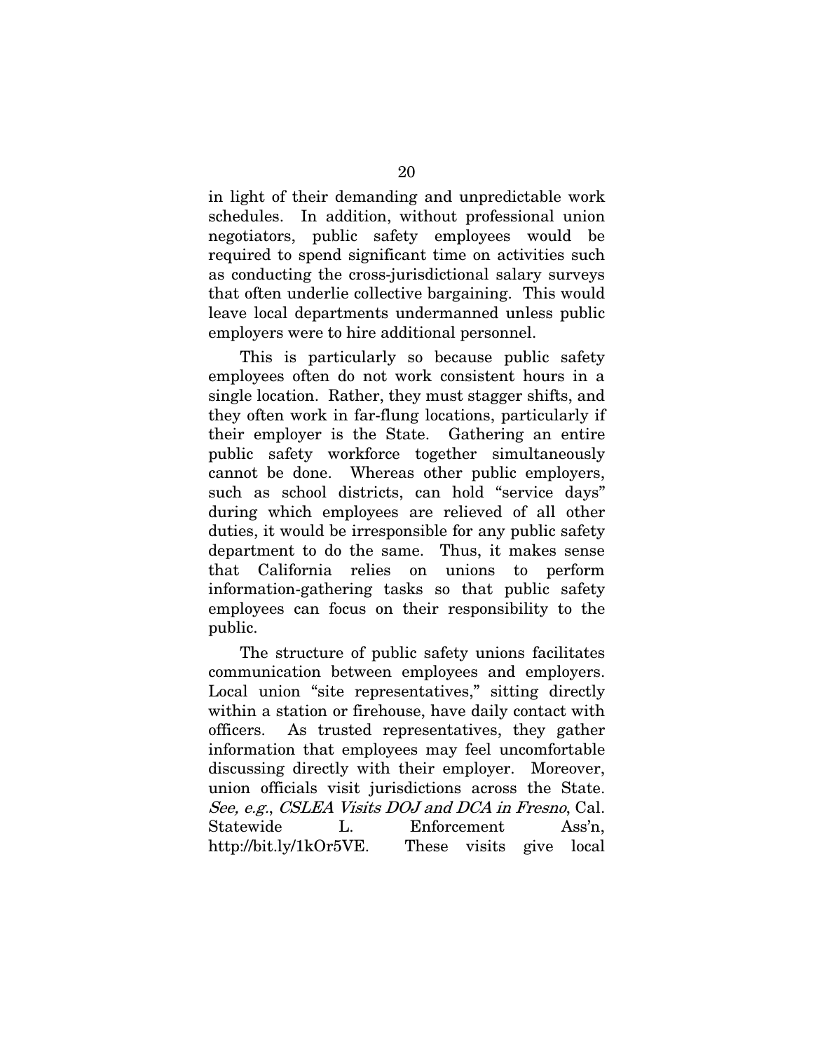in light of their demanding and unpredictable work schedules. In addition, without professional union negotiators, public safety employees would be required to spend significant time on activities such as conducting the cross-jurisdictional salary surveys that often underlie collective bargaining. This would leave local departments undermanned unless public employers were to hire additional personnel.

This is particularly so because public safety employees often do not work consistent hours in a single location. Rather, they must stagger shifts, and they often work in far-flung locations, particularly if their employer is the State. Gathering an entire public safety workforce together simultaneously cannot be done. Whereas other public employers, such as school districts, can hold "service days" during which employees are relieved of all other duties, it would be irresponsible for any public safety department to do the same. Thus, it makes sense that California relies on unions to perform information-gathering tasks so that public safety employees can focus on their responsibility to the public.

The structure of public safety unions facilitates communication between employees and employers. Local union "site representatives," sitting directly within a station or firehouse, have daily contact with officers. As trusted representatives, they gather information that employees may feel uncomfortable discussing directly with their employer. Moreover, union officials visit jurisdictions across the State. *See, e.g.*, *CSLEA Visits DOJ and DCA in Fresno*, Cal. Statewide L. Enforcement Ass'n, http://bit.ly/1kOr5VE. These visits give local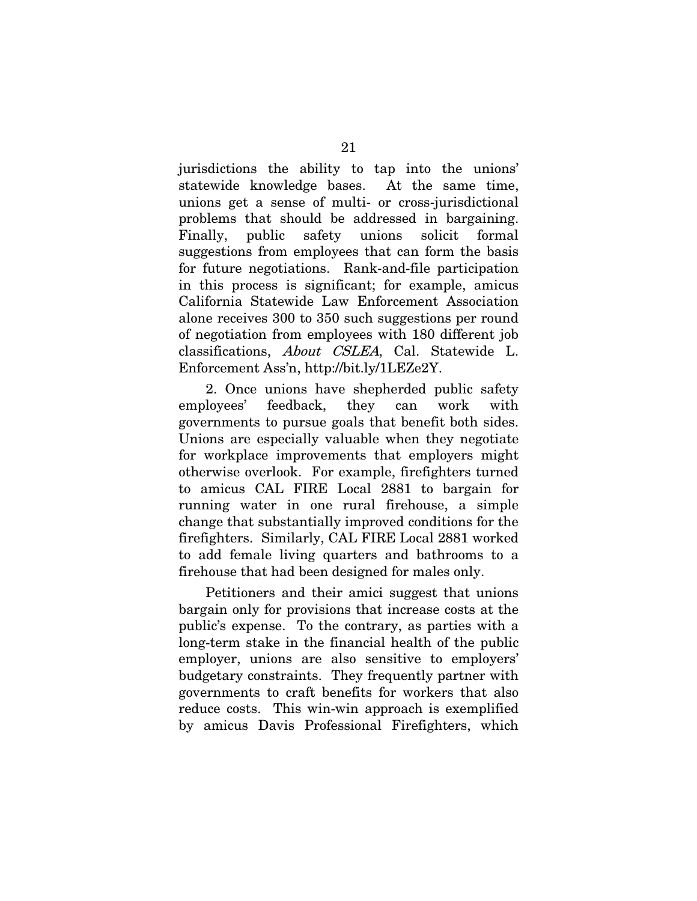jurisdictions the ability to tap into the unions' statewide knowledge bases. At the same time, unions get a sense of multi- or cross-jurisdictional problems that should be addressed in bargaining. Finally, public safety unions solicit formal suggestions from employees that can form the basis for future negotiations. Rank-and-file participation in this process is significant; for example, amicus California Statewide Law Enforcement Association alone receives 300 to 350 such suggestions per round of negotiation from employees with 180 different job classifications, *About CSLEA*, Cal. Statewide L. Enforcement Ass'n, http://bit.ly/1LEZe2Y.

2. Once unions have shepherded public safety employees' feedback, they can work with governments to pursue goals that benefit both sides. Unions are especially valuable when they negotiate for workplace improvements that employers might otherwise overlook. For example, firefighters turned to amicus CAL FIRE Local 2881 to bargain for running water in one rural firehouse, a simple change that substantially improved conditions for the firefighters. Similarly, CAL FIRE Local 2881 worked to add female living quarters and bathrooms to a firehouse that had been designed for males only.

Petitioners and their amici suggest that unions bargain only for provisions that increase costs at the public's expense. To the contrary, as parties with a long-term stake in the financial health of the public employer, unions are also sensitive to employers' budgetary constraints. They frequently partner with governments to craft benefits for workers that also reduce costs. This win-win approach is exemplified by amicus Davis Professional Firefighters, which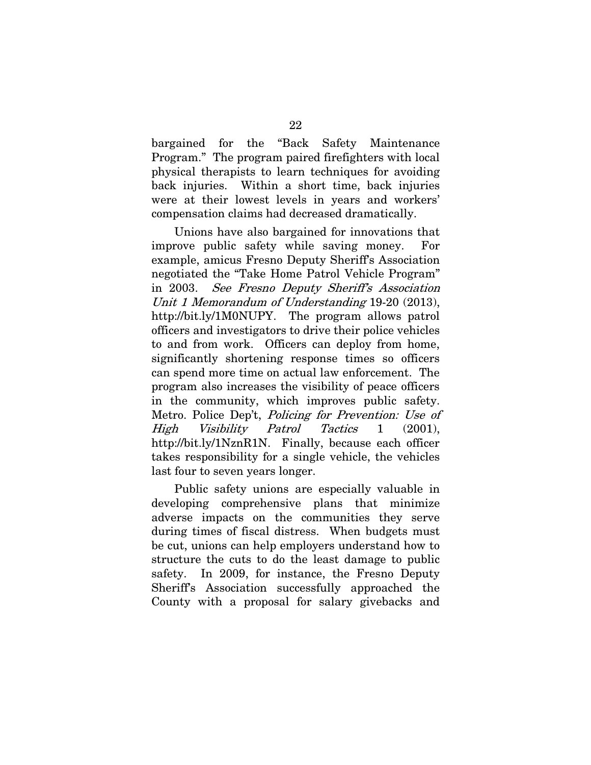bargained for the "Back Safety Maintenance Program." The program paired firefighters with local physical therapists to learn techniques for avoiding back injuries. Within a short time, back injuries were at their lowest levels in years and workers' compensation claims had decreased dramatically.

Unions have also bargained for innovations that improve public safety while saving money. For example, amicus Fresno Deputy Sheriff's Association negotiated the "Take Home Patrol Vehicle Program" in 2003. *See Fresno Deputy Sheriff's Association Unit 1 Memorandum of Understanding* 19-20 (2013), http://bit.ly/1M0NUPY. The program allows patrol officers and investigators to drive their police vehicles to and from work. Officers can deploy from home, significantly shortening response times so officers can spend more time on actual law enforcement. The program also increases the visibility of peace officers in the community, which improves public safety. Metro. Police Dep't, *Policing for Prevention: Use of High Visibility Patrol Tactics* 1 (2001), http://bit.ly/1NznR1N. Finally, because each officer takes responsibility for a single vehicle, the vehicles last four to seven years longer.

Public safety unions are especially valuable in developing comprehensive plans that minimize adverse impacts on the communities they serve during times of fiscal distress. When budgets must be cut, unions can help employers understand how to structure the cuts to do the least damage to public safety. In 2009, for instance, the Fresno Deputy Sheriff's Association successfully approached the County with a proposal for salary givebacks and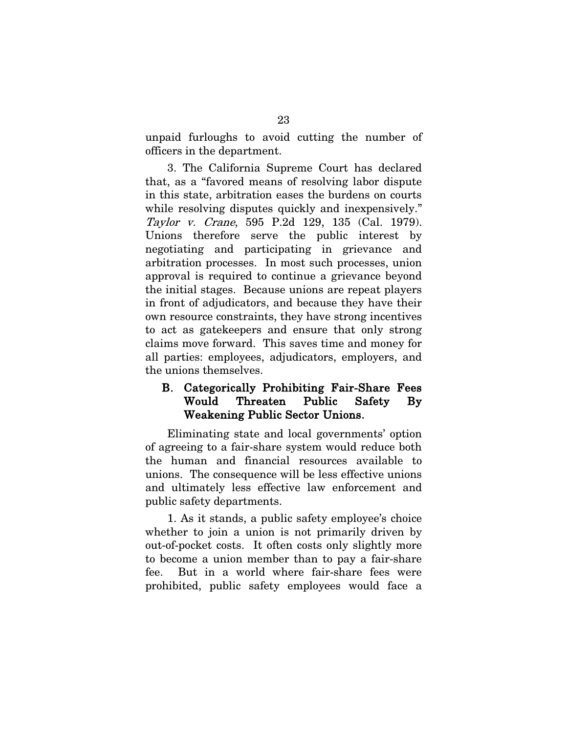unpaid furloughs to avoid cutting the number of officers in the department.

3. The California Supreme Court has declared that, as a "favored means of resolving labor dispute in this state, arbitration eases the burdens on courts while resolving disputes quickly and inexpensively." *Taylor v. Crane*, 595 P.2d 129, 135 (Cal. 1979). Unions therefore serve the public interest by negotiating and participating in grievance and arbitration processes. In most such processes, union approval is required to continue a grievance beyond the initial stages. Because unions are repeat players in front of adjudicators, and because they have their own resource constraints, they have strong incentives to act as gatekeepers and ensure that only strong claims move forward. This saves time and money for all parties: employees, adjudicators, employers, and the unions themselves.

### B. Categorically Prohibiting Fair-Share Fees Would Threaten Public Safety By Weakening Public Sector Unions.

Eliminating state and local governments' option of agreeing to a fair-share system would reduce both the human and financial resources available to unions. The consequence will be less effective unions and ultimately less effective law enforcement and public safety departments.

1. As it stands, a public safety employee's choice whether to join a union is not primarily driven by out-of-pocket costs. It often costs only slightly more to become a union member than to pay a fair-share fee. But in a world where fair-share fees were prohibited, public safety employees would face a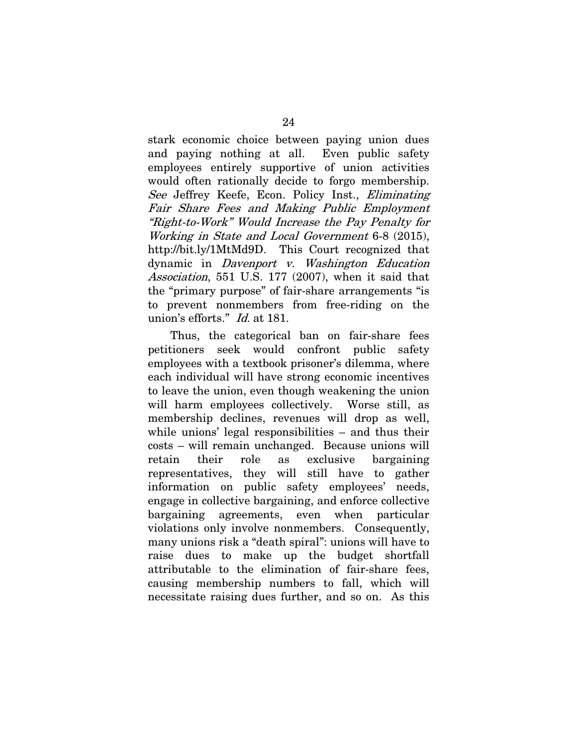stark economic choice between paying union dues and paying nothing at all. Even public safety employees entirely supportive of union activities would often rationally decide to forgo membership. *See* Jeffrey Keefe, Econ. Policy Inst., *Eliminating Fair Share Fees and Making Public Employment "Right-to-Work" Would Increase the Pay Penalty for Working in State and Local Government* 6-8 (2015), http://bit.ly/1MtMd9D. This Court recognized that dynamic in *Davenport v. Washington Education Association*, 551 U.S. 177 (2007), when it said that the "primary purpose" of fair-share arrangements "is to prevent nonmembers from free-riding on the union's efforts." *Id.* at 181.

Thus, the categorical ban on fair-share fees petitioners seek would confront public safety employees with a textbook prisoner's dilemma, where each individual will have strong economic incentives to leave the union, even though weakening the union will harm employees collectively. Worse still, as membership declines, revenues will drop as well, while unions' legal responsibilities – and thus their costs – will remain unchanged. Because unions will retain their role as exclusive bargaining representatives, they will still have to gather information on public safety employees' needs, engage in collective bargaining, and enforce collective bargaining agreements, even when particular violations only involve nonmembers. Consequently, many unions risk a "death spiral": unions will have to raise dues to make up the budget shortfall attributable to the elimination of fair-share fees, causing membership numbers to fall, which will necessitate raising dues further, and so on. As this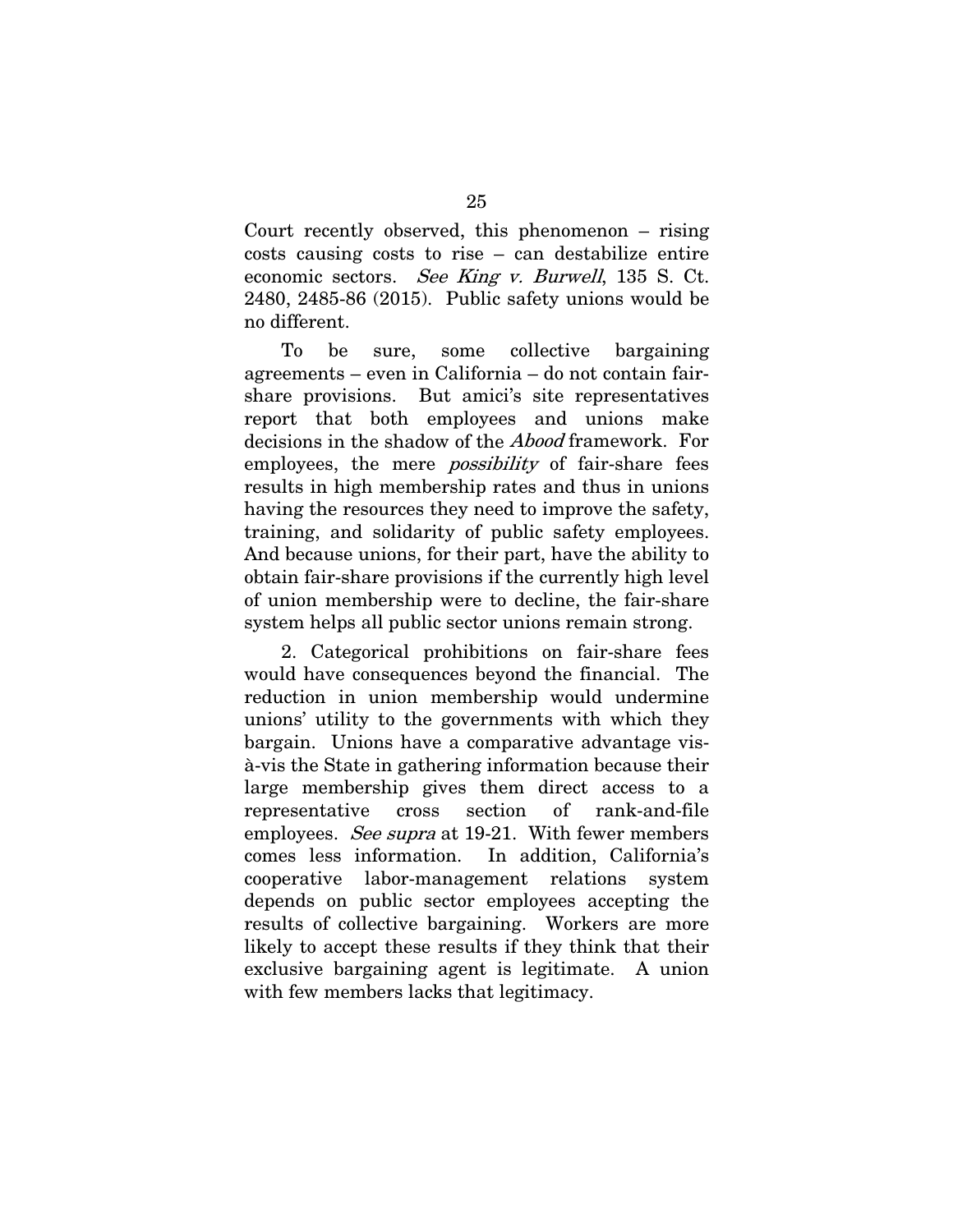Court recently observed, this phenomenon – rising costs causing costs to rise – can destabilize entire economic sectors. *See King v. Burwell*, 135 S. Ct. 2480, 2485-86 (2015). Public safety unions would be no different.

To be sure, some collective bargaining agreements – even in California – do not contain fair-share provisions. But amici's site representatives report that both employees and unions make decisions in the shadow of the *Abood* framework. For employees, the mere *possibility* of fair-share fees results in high membership rates and thus in unions having the resources they need to improve the safety, training, and solidarity of public safety employees. And because unions, for their part, have the ability to obtain fair-share provisions if the currently high level of union membership were to decline, the fair-share system helps all public sector unions remain strong.

2. Categorical prohibitions on fair-share fees would have consequences beyond the financial. The reduction in union membership would undermine unions' utility to the governments with which they bargain. Unions have a comparative advantage vis-à-vis the State in gathering information because their large membership gives them direct access to a representative cross section of rank-and-file employees. *See supra* at 19-21. With fewer members comes less information. In addition, California's cooperative labor-management relations system depends on public sector employees accepting the results of collective bargaining. Workers are more likely to accept these results if they think that their exclusive bargaining agent is legitimate. A union with few members lacks that legitimacy.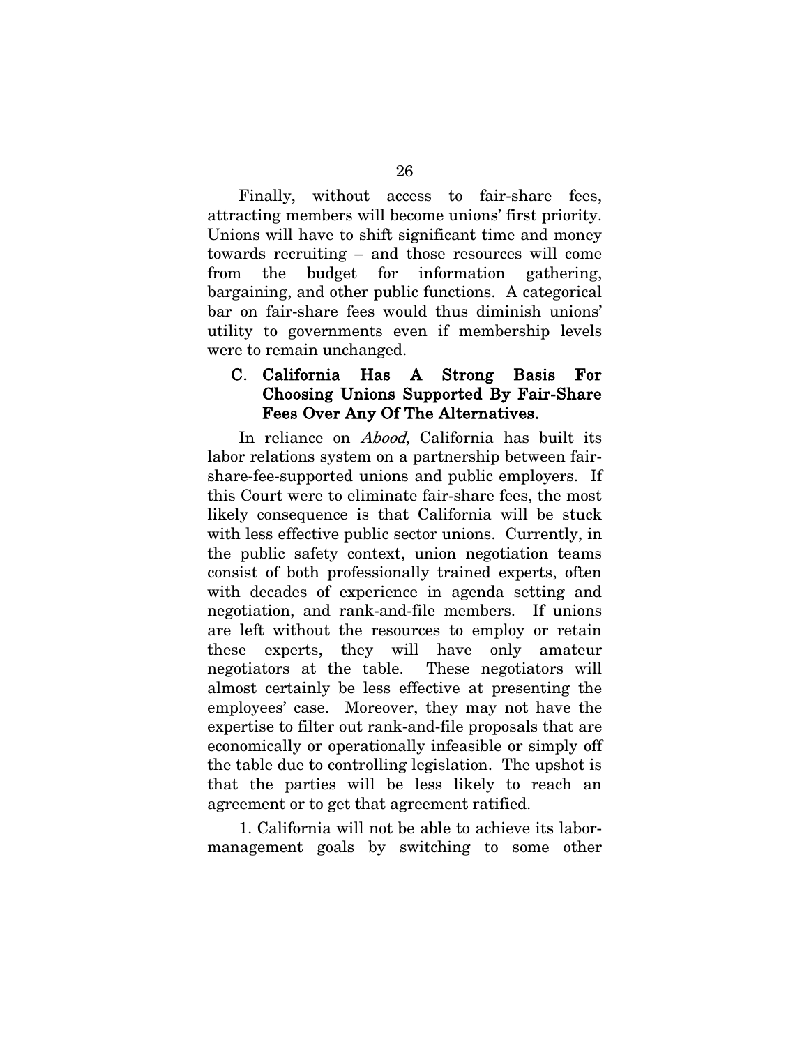Finally, without access to fair-share fees, attracting members will become unions' first priority. Unions will have to shift significant time and money towards recruiting – and those resources will come from the budget for information gathering, bargaining, and other public functions. A categorical bar on fair-share fees would thus diminish unions' utility to governments even if membership levels were to remain unchanged.

### C. California Has A Strong Basis For Choosing Unions Supported By Fair-Share Fees Over Any Of The Alternatives.

In reliance on *Abood*, California has built its labor relations system on a partnership between fair-share-fee-supported unions and public employers. If this Court were to eliminate fair-share fees, the most likely consequence is that California will be stuck with less effective public sector unions. Currently, in the public safety context, union negotiation teams consist of both professionally trained experts, often with decades of experience in agenda setting and negotiation, and rank-and-file members. If unions are left without the resources to employ or retain these experts, they will have only amateur negotiators at the table. These negotiators will almost certainly be less effective at presenting the employees' case. Moreover, they may not have the expertise to filter out rank-and-file proposals that are economically or operationally infeasible or simply off the table due to controlling legislation. The upshot is that the parties will be less likely to reach an agreement or to get that agreement ratified.

1. California will not be able to achieve its labor-management goals by switching to some other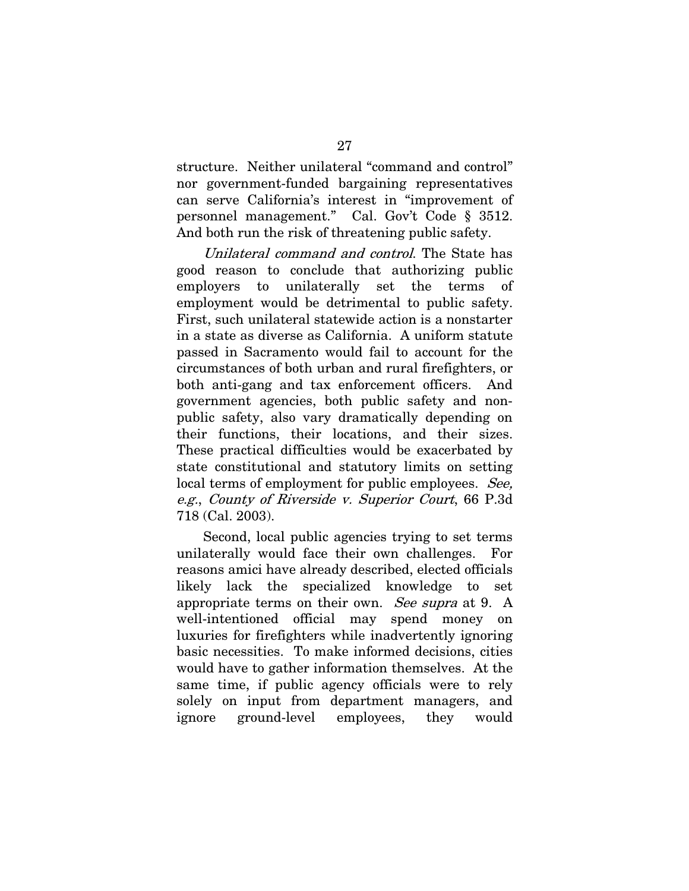structure. Neither unilateral "command and control" nor government-funded bargaining representatives can serve California's interest in "improvement of personnel management." Cal. Gov't Code § 3512. And both run the risk of threatening public safety.

*Unilateral command and control*. The State has good reason to conclude that authorizing public employers to unilaterally set the terms of employment would be detrimental to public safety. First, such unilateral statewide action is a nonstarter in a state as diverse as California. A uniform statute passed in Sacramento would fail to account for the circumstances of both urban and rural firefighters, or both anti-gang and tax enforcement officers. And government agencies, both public safety and non-public safety, also vary dramatically depending on their functions, their locations, and their sizes. These practical difficulties would be exacerbated by state constitutional and statutory limits on setting local terms of employment for public employees. *See, e.g.*, *County of Riverside v. Superior Court*, 66 P.3d 718 (Cal. 2003).

Second, local public agencies trying to set terms unilaterally would face their own challenges. For reasons amici have already described, elected officials likely lack the specialized knowledge to set appropriate terms on their own. *See supra* at 9. A well-intentioned official may spend money on luxuries for firefighters while inadvertently ignoring basic necessities. To make informed decisions, cities would have to gather information themselves. At the same time, if public agency officials were to rely solely on input from department managers, and ignore ground-level employees, they would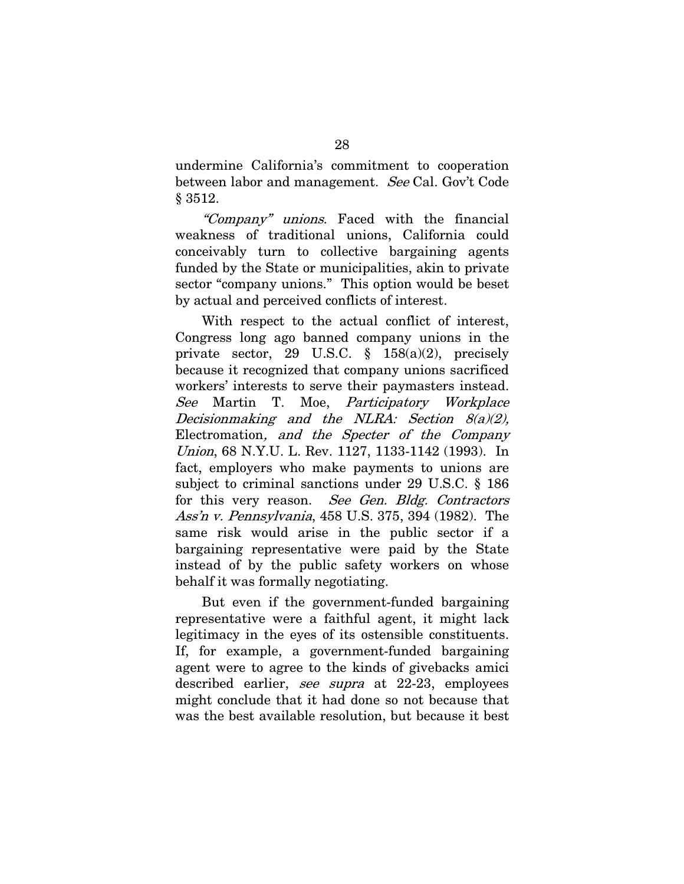undermine California's commitment to cooperation between labor and management. *See* Cal. Gov't Code § 3512.

*"Company" unions*. Faced with the financial weakness of traditional unions, California could conceivably turn to collective bargaining agents funded by the State or municipalities, akin to private sector "company unions." This option would be beset by actual and perceived conflicts of interest.

With respect to the actual conflict of interest, Congress long ago banned company unions in the private sector, 29 U.S.C. § 158(a)(2), precisely because it recognized that company unions sacrificed workers' interests to serve their paymasters instead. *See* Martin T. Moe, *Participatory Workplace Decisionmaking and the NLRA: Section 8(a)(2),* Electromation*, and the Specter of the Company Union*, 68 N.Y.U. L. Rev. 1127, 1133-1142 (1993). In fact, employers who make payments to unions are subject to criminal sanctions under 29 U.S.C. § 186 for this very reason. *See Gen. Bldg. Contractors Ass'n v. Pennsylvania*, 458 U.S. 375, 394 (1982). The same risk would arise in the public sector if a bargaining representative were paid by the State instead of by the public safety workers on whose behalf it was formally negotiating.

But even if the government-funded bargaining representative were a faithful agent, it might lack legitimacy in the eyes of its ostensible constituents. If, for example, a government-funded bargaining agent were to agree to the kinds of givebacks amici described earlier, *see supra* at 22-23, employees might conclude that it had done so not because that was the best available resolution, but because it best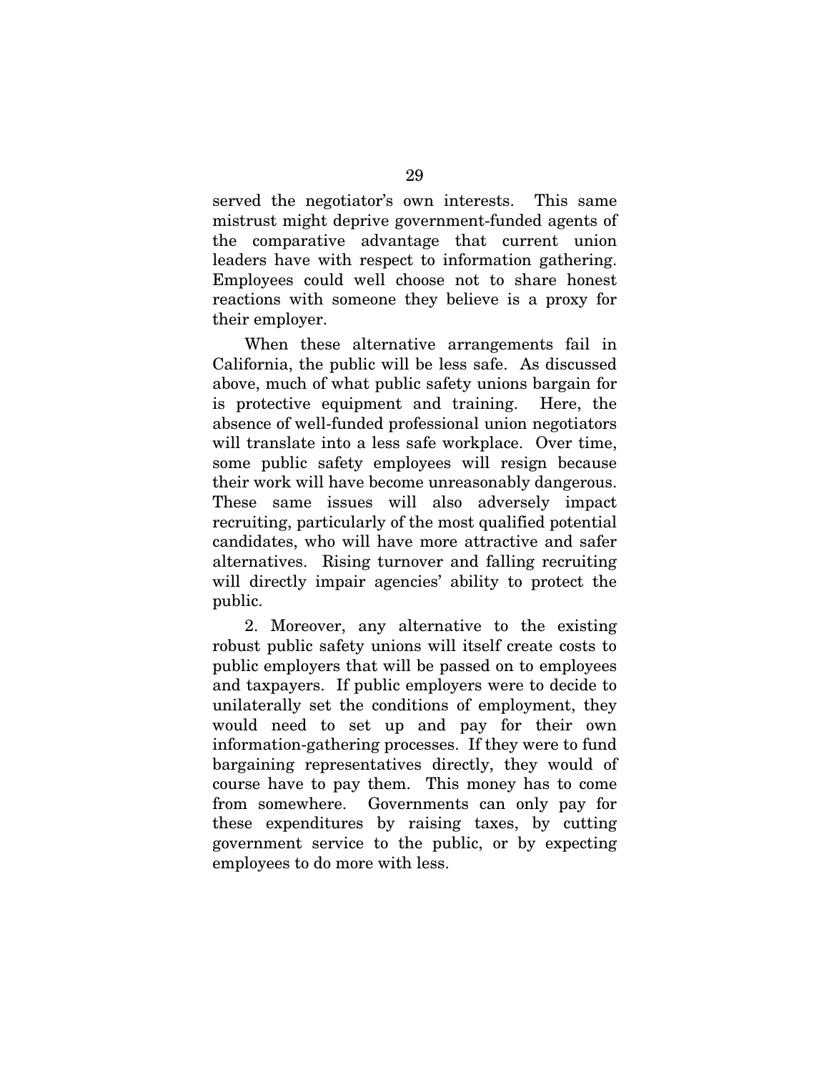served the negotiator's own interests. This same mistrust might deprive government-funded agents of the comparative advantage that current union leaders have with respect to information gathering. Employees could well choose not to share honest reactions with someone they believe is a proxy for their employer.

When these alternative arrangements fail in California, the public will be less safe. As discussed above, much of what public safety unions bargain for is protective equipment and training. Here, the absence of well-funded professional union negotiators will translate into a less safe workplace. Over time, some public safety employees will resign because their work will have become unreasonably dangerous. These same issues will also adversely impact recruiting, particularly of the most qualified potential candidates, who will have more attractive and safer alternatives. Rising turnover and falling recruiting will directly impair agencies' ability to protect the public.

2. Moreover, any alternative to the existing robust public safety unions will itself create costs to public employers that will be passed on to employees and taxpayers. If public employers were to decide to unilaterally set the conditions of employment, they would need to set up and pay for their own information-gathering processes. If they were to fund bargaining representatives directly, they would of course have to pay them. This money has to come from somewhere. Governments can only pay for these expenditures by raising taxes, by cutting government service to the public, or by expecting employees to do more with less.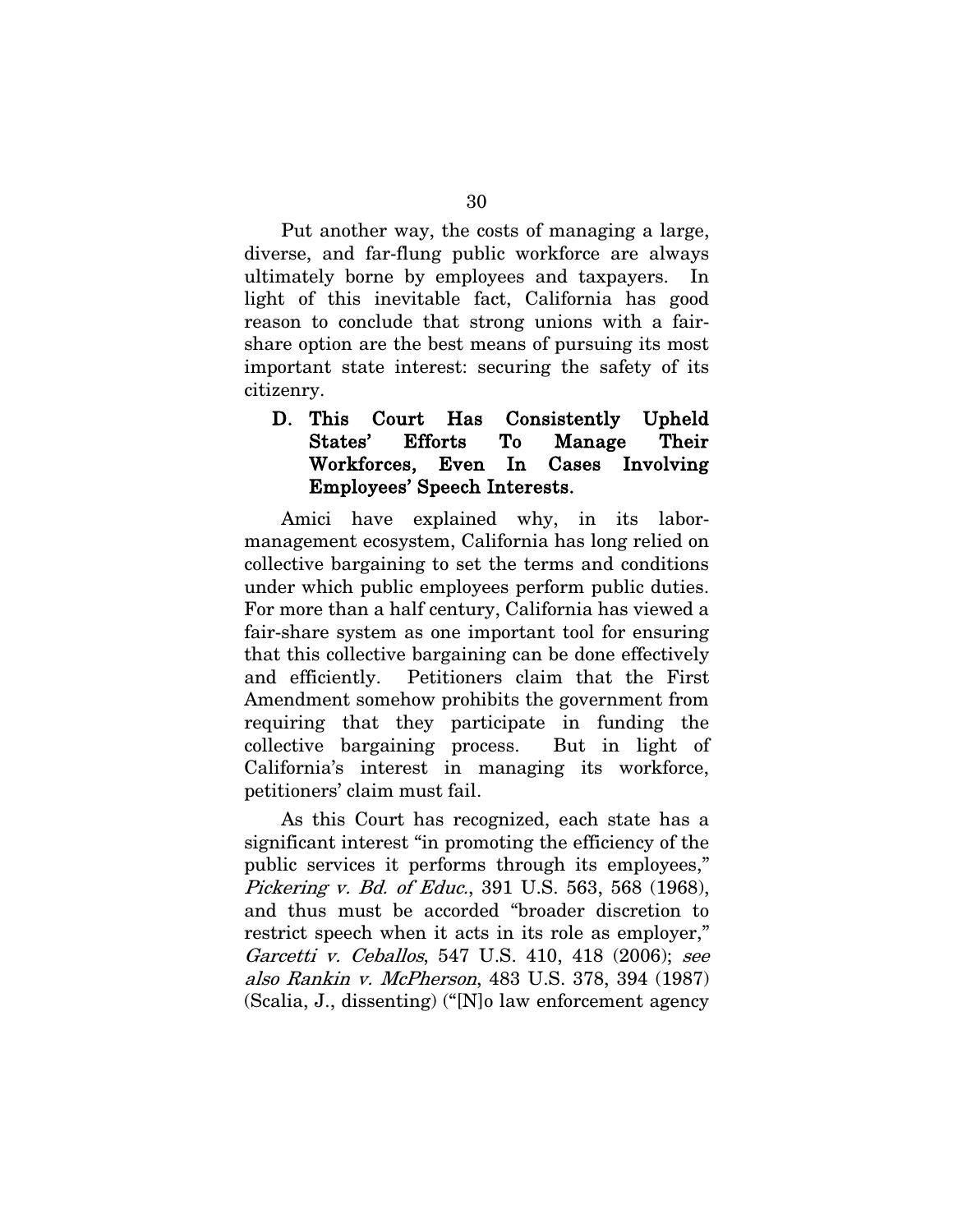Put another way, the costs of managing a large, diverse, and far-flung public workforce are always ultimately borne by employees and taxpayers. In light of this inevitable fact, California has good reason to conclude that strong unions with a fair-share option are the best means of pursuing its most important state interest: securing the safety of its citizenry.

### D. This Court Has Consistently Upheld States' Efforts To Manage Their Workforces, Even In Cases Involving Employees' Speech Interests.

Amici have explained why, in its labor-management ecosystem, California has long relied on collective bargaining to set the terms and conditions under which public employees perform public duties. For more than a half century, California has viewed a fair-share system as one important tool for ensuring that this collective bargaining can be done effectively and efficiently. Petitioners claim that the First Amendment somehow prohibits the government from requiring that they participate in funding the collective bargaining process. But in light of California's interest in managing its workforce, petitioners' claim must fail.

As this Court has recognized, each state has a significant interest "in promoting the efficiency of the public services it performs through its employees," *Pickering v. Bd. of Educ.*, 391 U.S. 563, 568 (1968), and thus must be accorded "broader discretion to restrict speech when it acts in its role as employer," *Garcetti v. Ceballos*, 547 U.S. 410, 418 (2006); *see also Rankin v. McPherson*, 483 U.S. 378, 394 (1987) (Scalia, J., dissenting) ("[N]o law enforcement agency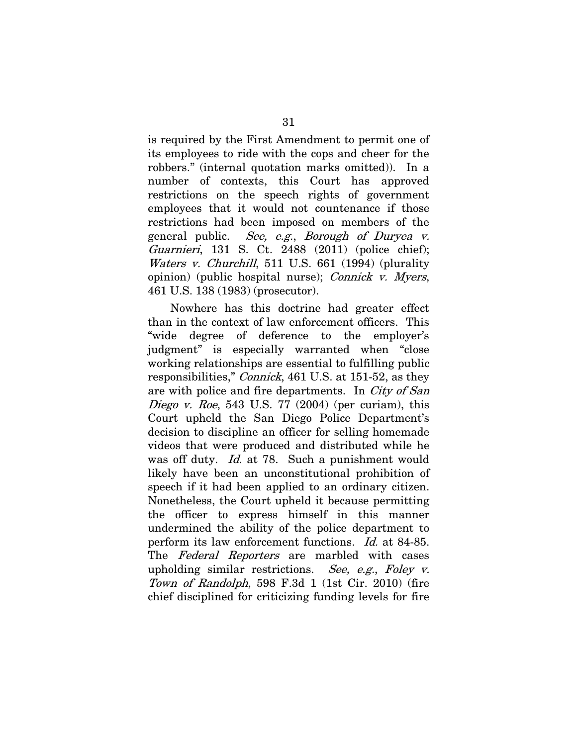is required by the First Amendment to permit one of its employees to ride with the cops and cheer for the robbers." (internal quotation marks omitted)). In a number of contexts, this Court has approved restrictions on the speech rights of government employees that it would not countenance if those restrictions had been imposed on members of the general public. *See, e.g.*, *Borough of Duryea v. Guarnieri*, 131 S. Ct. 2488 (2011) (police chief); *Waters v. Churchill*, 511 U.S. 661 (1994) (plurality opinion) (public hospital nurse); *Connick v. Myers*, 461 U.S. 138 (1983) (prosecutor).

Nowhere has this doctrine had greater effect than in the context of law enforcement officers. This "wide degree of deference to the employer's judgment" is especially warranted when "close working relationships are essential to fulfilling public responsibilities," *Connick*, 461 U.S. at 151-52, as they are with police and fire departments. In *City of San Diego v. Roe*, 543 U.S. 77 (2004) (per curiam), this Court upheld the San Diego Police Department's decision to discipline an officer for selling homemade videos that were produced and distributed while he was off duty. *Id.* at 78. Such a punishment would likely have been an unconstitutional prohibition of speech if it had been applied to an ordinary citizen. Nonetheless, the Court upheld it because permitting the officer to express himself in this manner undermined the ability of the police department to perform its law enforcement functions. *Id.* at 84-85. The *Federal Reporters* are marbled with cases upholding similar restrictions. *See, e.g.*, *Foley v. Town of Randolph*, 598 F.3d 1 (1st Cir. 2010) (fire chief disciplined for criticizing funding levels for fire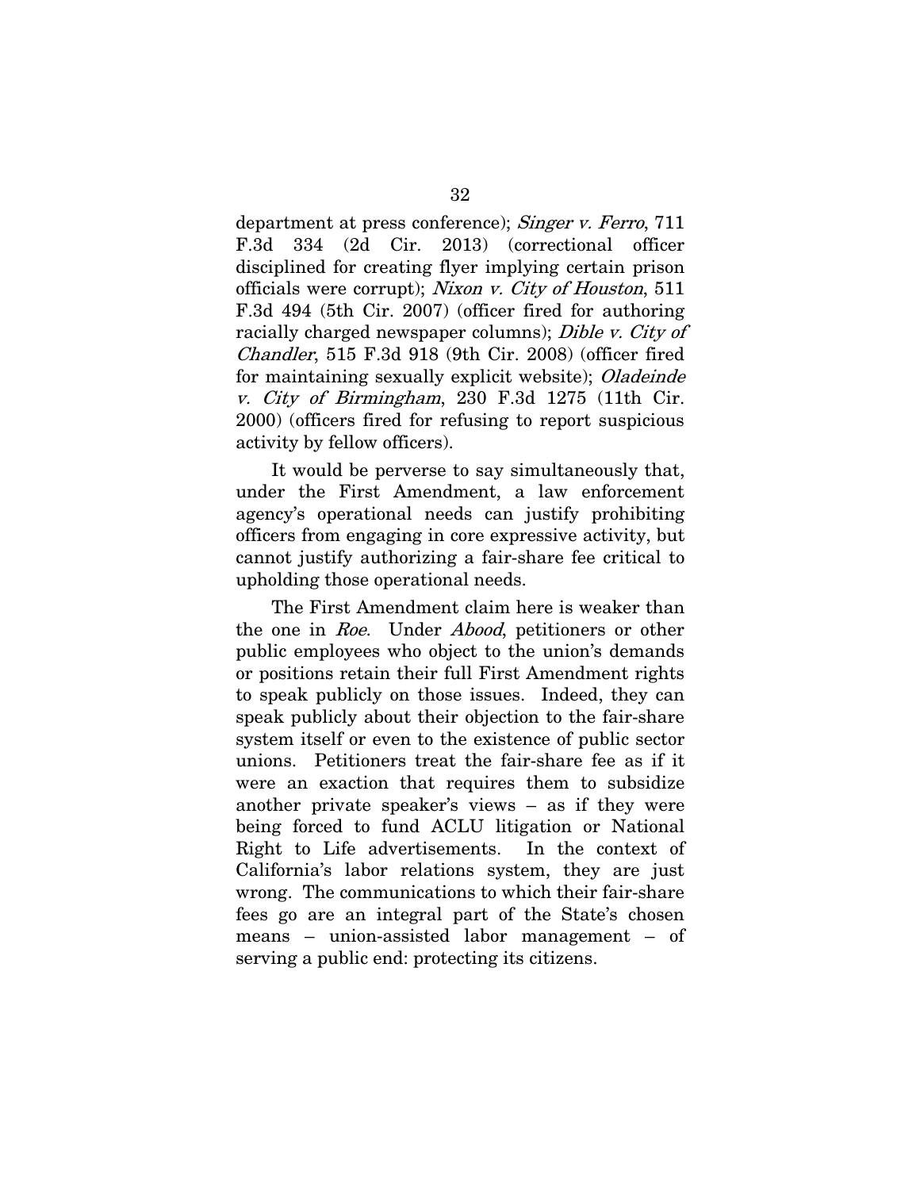department at press conference); *Singer v. Ferro*, 711 F.3d 334 (2d Cir. 2013) (correctional officer disciplined for creating flyer implying certain prison officials were corrupt); *Nixon v. City of Houston*, 511 F.3d 494 (5th Cir. 2007) (officer fired for authoring racially charged newspaper columns); *Dible v. City of Chandler*, 515 F.3d 918 (9th Cir. 2008) (officer fired for maintaining sexually explicit website); *Oladeinde v. City of Birmingham*, 230 F.3d 1275 (11th Cir. 2000) (officers fired for refusing to report suspicious activity by fellow officers).

It would be perverse to say simultaneously that, under the First Amendment, a law enforcement agency's operational needs can justify prohibiting officers from engaging in core expressive activity, but cannot justify authorizing a fair-share fee critical to upholding those operational needs.

The First Amendment claim here is weaker than the one in *Roe*. Under *Abood*, petitioners or other public employees who object to the union's demands or positions retain their full First Amendment rights to speak publicly on those issues. Indeed, they can speak publicly about their objection to the fair-share system itself or even to the existence of public sector unions. Petitioners treat the fair-share fee as if it were an exaction that requires them to subsidize another private speaker's views – as if they were being forced to fund ACLU litigation or National Right to Life advertisements. In the context of California's labor relations system, they are just wrong. The communications to which their fair-share fees go are an integral part of the State's chosen means – union-assisted labor management – of serving a public end: protecting its citizens.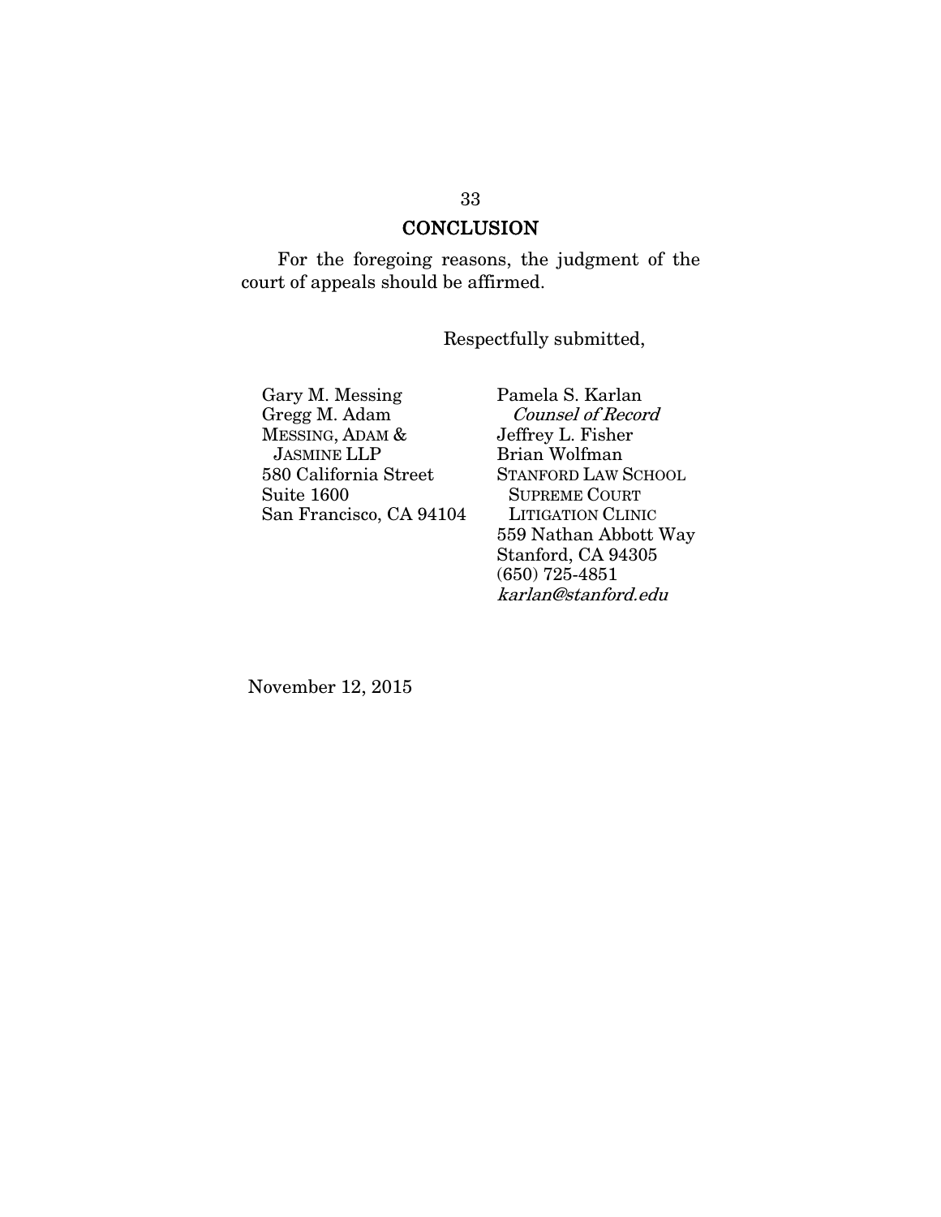## CONCLUSION

For the foregoing reasons, the judgment of the court of appeals should be affirmed.

Respectfully submitted,

Gary M. Messing
Gregg M. Adam
MESSING, ADAM &
JASMINE LLP
580 California Street
Suite 1600
San Francisco, CA 94104

Pamela S. Karlan
*Counsel of Record*
Jeffrey L. Fisher
Brian Wolfman
STANFORD LAW SCHOOL
SUPREME COURT
LITIGATION CLINIC
559 Nathan Abbott Way
Stanford, CA 94305
(650) 725-4851
*karlan@stanford.edu*

November 12, 2015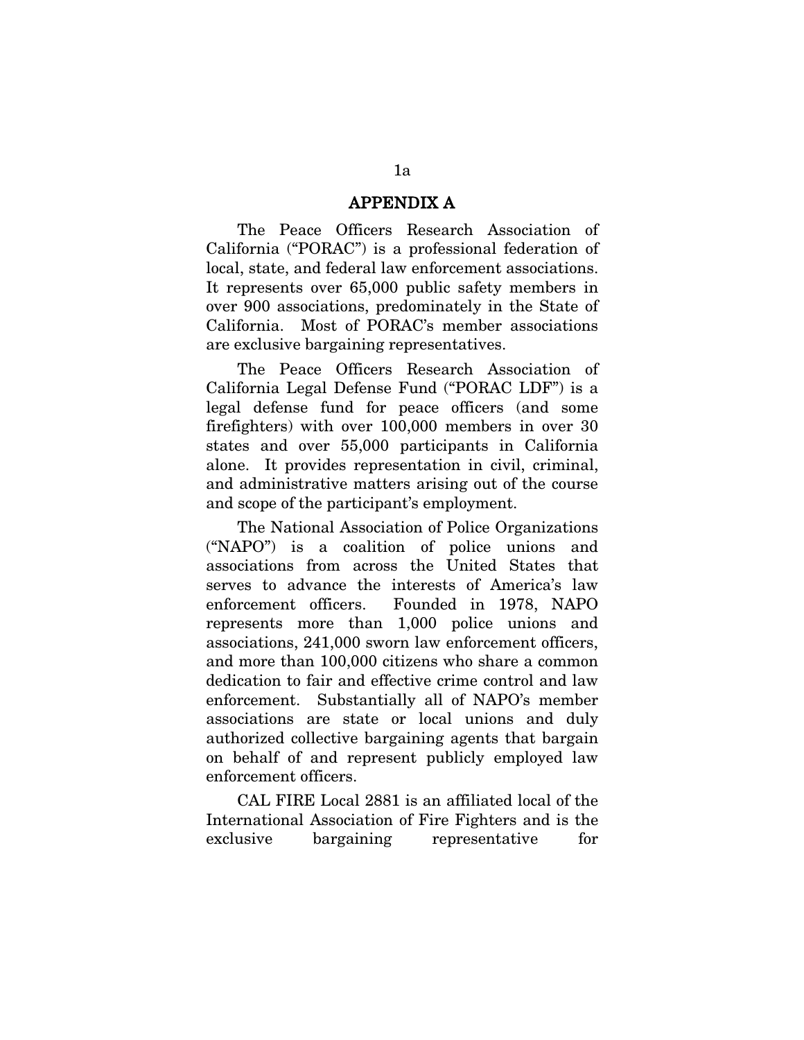# APPENDIX A

The Peace Officers Research Association of California ("PORAC") is a professional federation of local, state, and federal law enforcement associations. It represents over 65,000 public safety members in over 900 associations, predominately in the State of California. Most of PORAC's member associations are exclusive bargaining representatives.

The Peace Officers Research Association of California Legal Defense Fund ("PORAC LDF") is a legal defense fund for peace officers (and some firefighters) with over 100,000 members in over 30 states and over 55,000 participants in California alone. It provides representation in civil, criminal, and administrative matters arising out of the course and scope of the participant's employment.

The National Association of Police Organizations ("NAPO") is a coalition of police unions and associations from across the United States that serves to advance the interests of America's law enforcement officers. Founded in 1978, NAPO represents more than 1,000 police unions and associations, 241,000 sworn law enforcement officers, and more than 100,000 citizens who share a common dedication to fair and effective crime control and law enforcement. Substantially all of NAPO's member associations are state or local unions and duly authorized collective bargaining agents that bargain on behalf of and represent publicly employed law enforcement officers.

CAL FIRE Local 2881 is an affiliated local of the International Association of Fire Fighters and is the exclusive bargaining representative for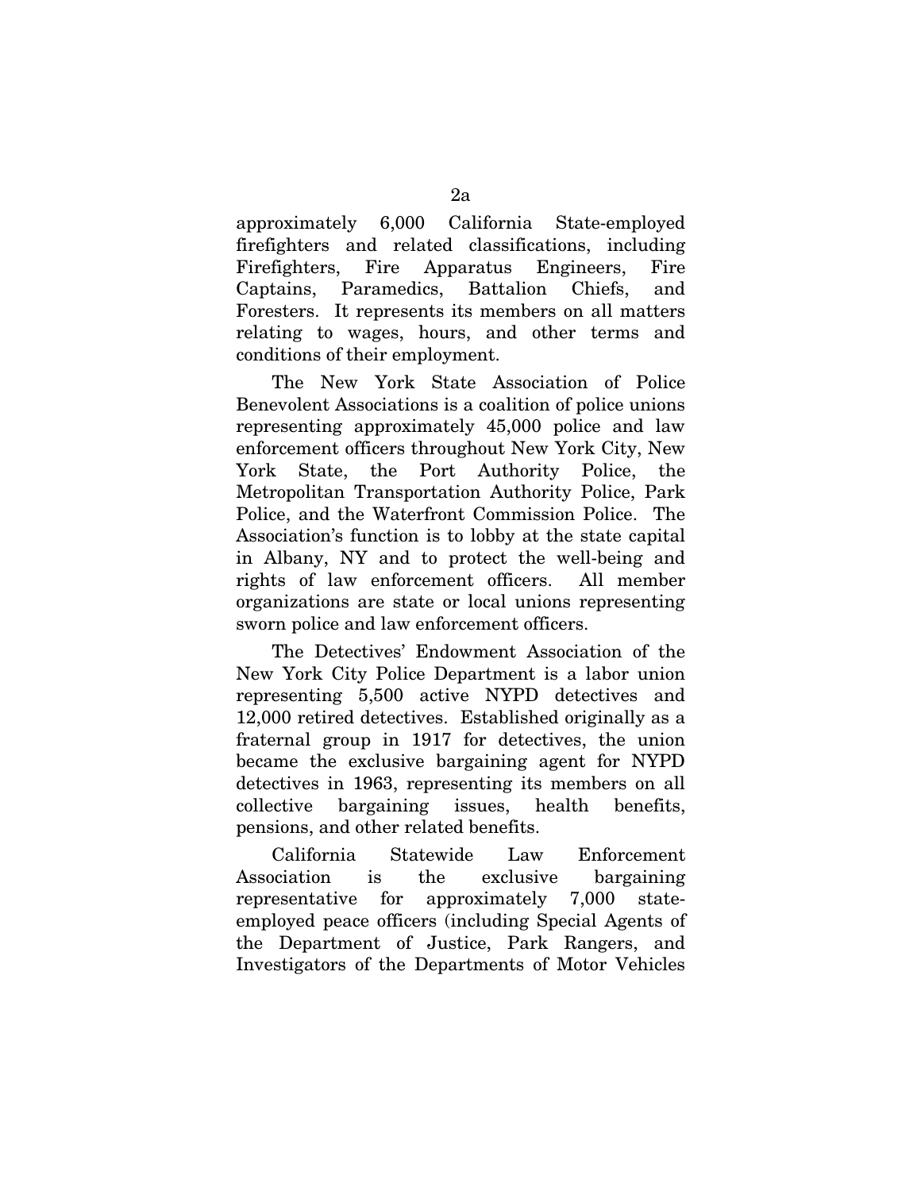approximately 6,000 California State-employed firefighters and related classifications, including Firefighters, Fire Apparatus Engineers, Fire Captains, Paramedics, Battalion Chiefs, and Foresters. It represents its members on all matters relating to wages, hours, and other terms and conditions of their employment.

The New York State Association of Police Benevolent Associations is a coalition of police unions representing approximately 45,000 police and law enforcement officers throughout New York City, New York State, the Port Authority Police, the Metropolitan Transportation Authority Police, Park Police, and the Waterfront Commission Police. The Association's function is to lobby at the state capital in Albany, NY and to protect the well-being and rights of law enforcement officers. All member organizations are state or local unions representing sworn police and law enforcement officers.

The Detectives' Endowment Association of the New York City Police Department is a labor union representing 5,500 active NYPD detectives and 12,000 retired detectives. Established originally as a fraternal group in 1917 for detectives, the union became the exclusive bargaining agent for NYPD detectives in 1963, representing its members on all collective bargaining issues, health benefits, pensions, and other related benefits.

California Statewide Law Enforcement Association is the exclusive bargaining representative for approximately 7,000 state-employed peace officers (including Special Agents of the Department of Justice, Park Rangers, and Investigators of the Departments of Motor Vehicles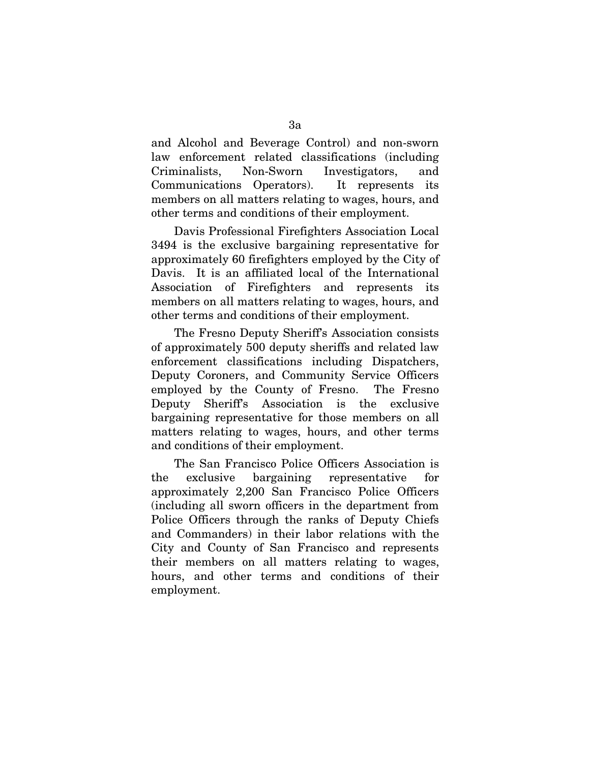and Alcohol and Beverage Control) and non-sworn law enforcement related classifications (including Criminalists, Non-Sworn Investigators, and Communications Operators). It represents its members on all matters relating to wages, hours, and other terms and conditions of their employment.

Davis Professional Firefighters Association Local 3494 is the exclusive bargaining representative for approximately 60 firefighters employed by the City of Davis. It is an affiliated local of the International Association of Firefighters and represents its members on all matters relating to wages, hours, and other terms and conditions of their employment.

The Fresno Deputy Sheriff's Association consists of approximately 500 deputy sheriffs and related law enforcement classifications including Dispatchers, Deputy Coroners, and Community Service Officers employed by the County of Fresno. The Fresno Deputy Sheriff's Association is the exclusive bargaining representative for those members on all matters relating to wages, hours, and other terms and conditions of their employment.

The San Francisco Police Officers Association is the exclusive bargaining representative for approximately 2,200 San Francisco Police Officers (including all sworn officers in the department from Police Officers through the ranks of Deputy Chiefs and Commanders) in their labor relations with the City and County of San Francisco and represents their members on all matters relating to wages, hours, and other terms and conditions of their employment.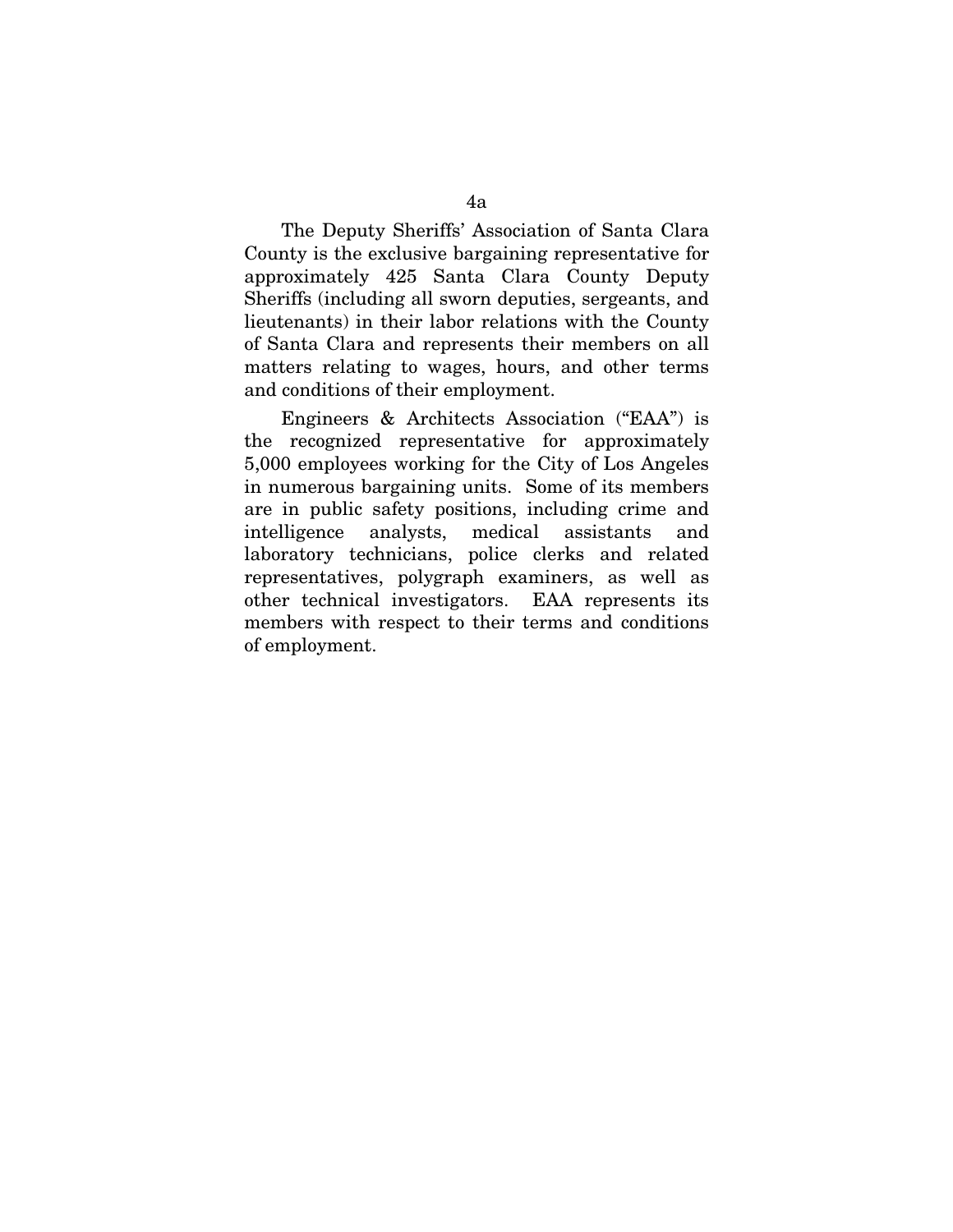The Deputy Sheriffs' Association of Santa Clara County is the exclusive bargaining representative for approximately 425 Santa Clara County Deputy Sheriffs (including all sworn deputies, sergeants, and lieutenants) in their labor relations with the County of Santa Clara and represents their members on all matters relating to wages, hours, and other terms and conditions of their employment.

Engineers & Architects Association ("EAA") is the recognized representative for approximately 5,000 employees working for the City of Los Angeles in numerous bargaining units. Some of its members are in public safety positions, including crime and intelligence analysts, medical assistants and laboratory technicians, police clerks and related representatives, polygraph examiners, as well as other technical investigators. EAA represents its members with respect to their terms and conditions of employment.